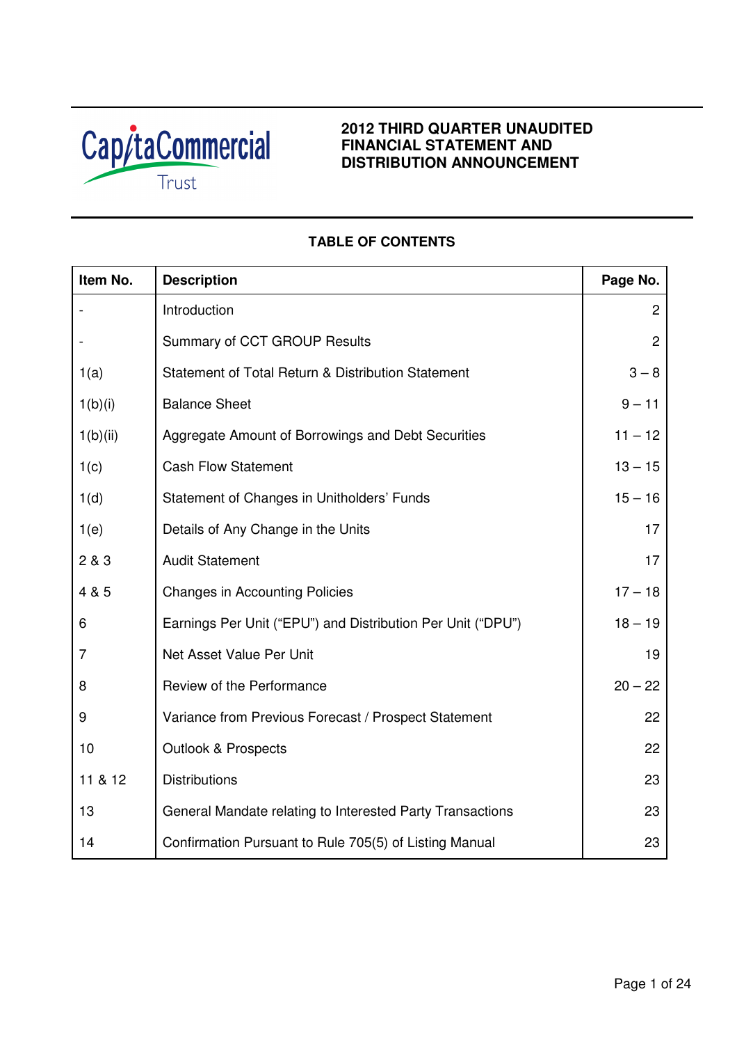CapitaCommercial Trust

# 2012 THIRD QUARTER UNAUDITED FINANCIAL STATEMENT AND DISTRIBUTION ANNOUNCEMENT

## TABLE OF CONTENTS

| Item No. | Description | Page No. |
|---|---|---|
| - | Introduction | 2 |
| - | Summary of CCT GROUP Results | 2 |
| 1(a) | Statement of Total Return & Distribution Statement | 3 – 8 |
| 1(b)(i) | Balance Sheet | 9 – 11 |
| 1(b)(ii) | Aggregate Amount of Borrowings and Debt Securities | 11 – 12 |
| 1(c) | Cash Flow Statement | 13 – 15 |
| 1(d) | Statement of Changes in Unitholders' Funds | 15 – 16 |
| 1(e) | Details of Any Change in the Units | 17 |
| 2 & 3 | Audit Statement | 17 |
| 4 & 5 | Changes in Accounting Policies | 17 – 18 |
| 6 | Earnings Per Unit ("EPU") and Distribution Per Unit ("DPU") | 18 – 19 |
| 7 | Net Asset Value Per Unit | 19 |
| 8 | Review of the Performance | 20 – 22 |
| 9 | Variance from Previous Forecast / Prospect Statement | 22 |
| 10 | Outlook & Prospects | 22 |
| 11 & 12 | Distributions | 23 |
| 13 | General Mandate relating to Interested Party Transactions | 23 |
| 14 | Confirmation Pursuant to Rule 705(5) of Listing Manual | 23 |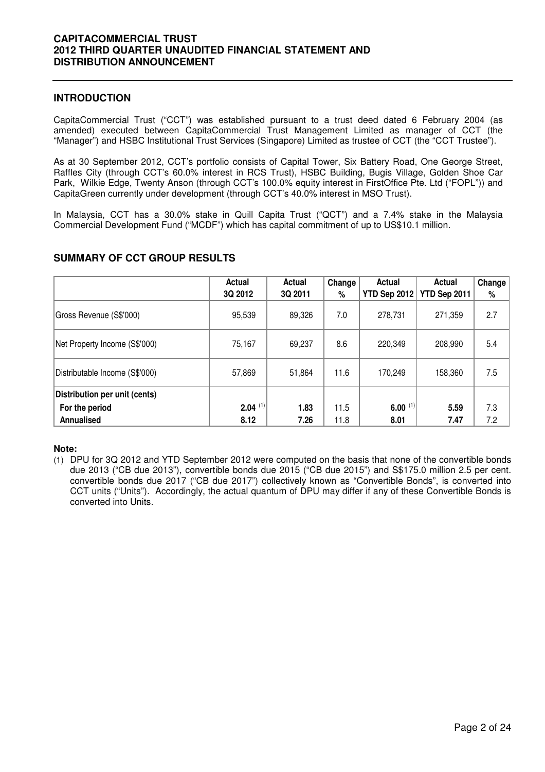## INTRODUCTION

CapitaCommercial Trust ("CCT") was established pursuant to a trust deed dated 6 February 2004 (as amended) executed between CapitaCommercial Trust Management Limited as manager of CCT (the "Manager") and HSBC Institutional Trust Services (Singapore) Limited as trustee of CCT (the "CCT Trustee").

As at 30 September 2012, CCT's portfolio consists of Capital Tower, Six Battery Road, One George Street, Raffles City (through CCT's 60.0% interest in RCS Trust), HSBC Building, Bugis Village, Golden Shoe Car Park, Wilkie Edge, Twenty Anson (through CCT's 100.0% equity interest in FirstOffice Pte. Ltd ("FOPL")) and CapitaGreen currently under development (through CCT's 40.0% interest in MSO Trust).

In Malaysia, CCT has a 30.0% stake in Quill Capita Trust ("QCT") and a 7.4% stake in the Malaysia Commercial Development Fund ("MCDF") which has capital commitment of up to US$10.1 million.

## SUMMARY OF CCT GROUP RESULTS

| | Actual 3Q 2012 | Actual 3Q 2011 | Change % | Actual YTD Sep 2012 | Actual YTD Sep 2011 | Change % |
|---|---|---|---|---|---|---|
| Gross Revenue (S$'000) | 95,539 | 89,326 | 7.0 | 278,731 | 271,359 | 2.7 |
| Net Property Income (S$'000) | 75,167 | 69,237 | 8.6 | 220,349 | 208,990 | 5.4 |
| Distributable Income (S$'000) | 57,869 | 51,864 | 11.6 | 170,249 | 158,360 | 7.5 |
| **Distribution per unit (cents)** | | | | | | |
| **For the period** | **2.04** (1) | **1.83** | 11.5 | **6.00** (1) | **5.59** | 7.3 |
| **Annualised** | **8.12** | **7.26** | 11.8 | **8.01** | **7.47** | 7.2 |

**Note:**

(1) DPU for 3Q 2012 and YTD September 2012 were computed on the basis that none of the convertible bonds due 2013 ("CB due 2013"), convertible bonds due 2015 ("CB due 2015") and S$175.0 million 2.5 per cent. convertible bonds due 2017 ("CB due 2017") collectively known as "Convertible Bonds", is converted into CCT units ("Units"). Accordingly, the actual quantum of DPU may differ if any of these Convertible Bonds is converted into Units.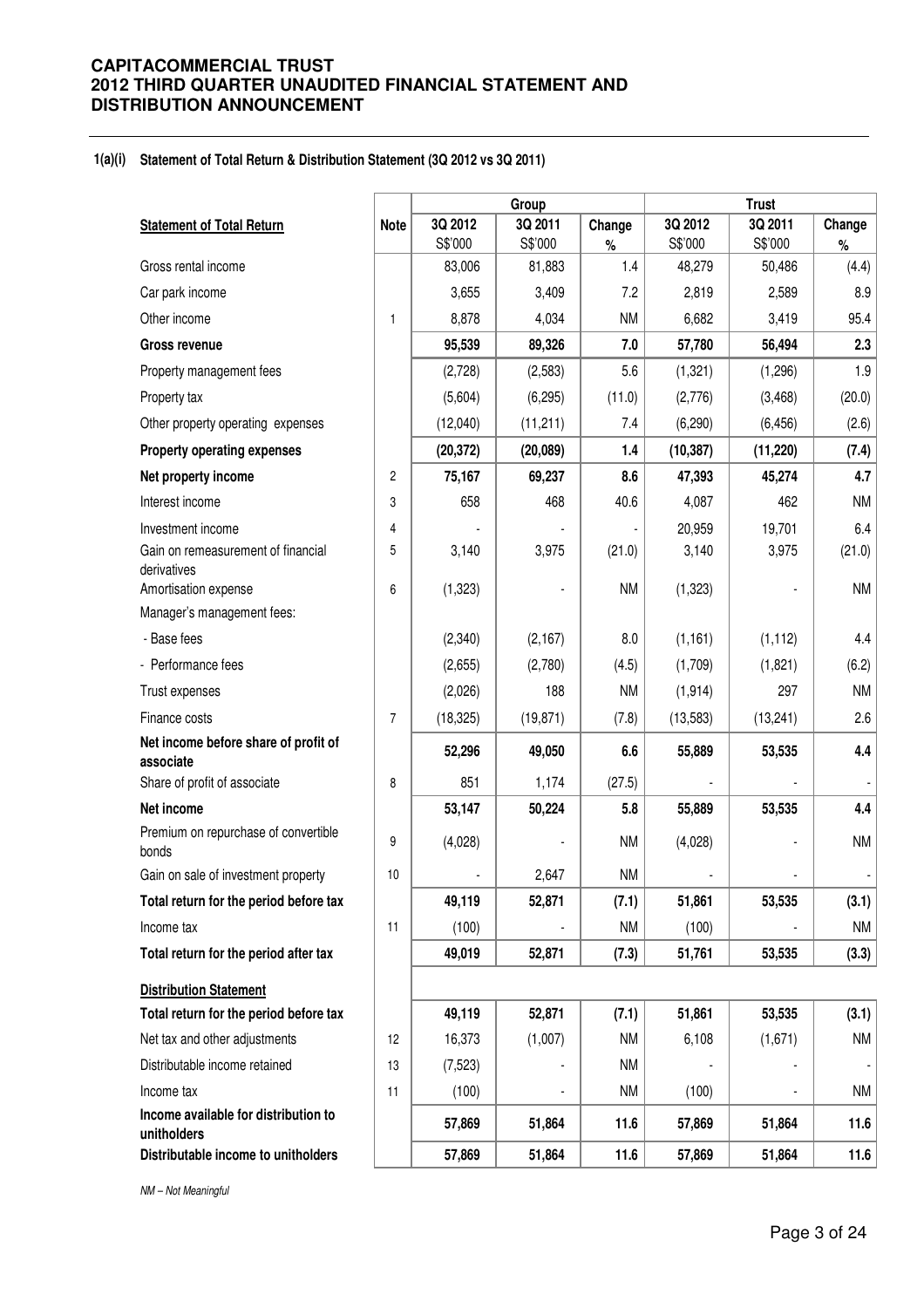**CAPITACOMMERCIAL TRUST**
**2012 THIRD QUARTER UNAUDITED FINANCIAL STATEMENT AND DISTRIBUTION ANNOUNCEMENT**

**1(a)(i) Statement of Total Return & Distribution Statement (3Q 2012 vs 3Q 2011)**

| | | Group | | | Trust | | |
|---|---|---|---|---|---|---|---|
| **Statement of Total Return** | **Note** | **3Q 2012** S$'000 | **3Q 2011** S$'000 | **Change** % | **3Q 2012** S$'000 | **3Q 2011** S$'000 | **Change** % |
| Gross rental income | | 83,006 | 81,883 | 1.4 | 48,279 | 50,486 | (4.4) |
| Car park income | | 3,655 | 3,409 | 7.2 | 2,819 | 2,589 | 8.9 |
| Other income | 1 | 8,878 | 4,034 | NM | 6,682 | 3,419 | 95.4 |
| **Gross revenue** | | **95,539** | **89,326** | **7.0** | **57,780** | **56,494** | **2.3** |
| Property management fees | | (2,728) | (2,583) | 5.6 | (1,321) | (1,296) | 1.9 |
| Property tax | | (5,604) | (6,295) | (11.0) | (2,776) | (3,468) | (20.0) |
| Other property operating expenses | | (12,040) | (11,211) | 7.4 | (6,290) | (6,456) | (2.6) |
| **Property operating expenses** | | **(20,372)** | **(20,089)** | **1.4** | **(10,387)** | **(11,220)** | **(7.4)** |
| **Net property income** | 2 | **75,167** | **69,237** | **8.6** | **47,393** | **45,274** | **4.7** |
| Interest income | 3 | 658 | 468 | 40.6 | 4,087 | 462 | NM |
| Investment income | 4 | - | - | - | 20,959 | 19,701 | 6.4 |
| Gain on remeasurement of financial derivatives | 5 | 3,140 | 3,975 | (21.0) | 3,140 | 3,975 | (21.0) |
| Amortisation expense | 6 | (1,323) | - | NM | (1,323) | - | NM |
| Manager's management fees: | | | | | | | |
| - Base fees | | (2,340) | (2,167) | 8.0 | (1,161) | (1,112) | 4.4 |
| - Performance fees | | (2,655) | (2,780) | (4.5) | (1,709) | (1,821) | (6.2) |
| Trust expenses | | (2,026) | 188 | NM | (1,914) | 297 | NM |
| Finance costs | 7 | (18,325) | (19,871) | (7.8) | (13,583) | (13,241) | 2.6 |
| **Net income before share of profit of associate** | | **52,296** | **49,050** | **6.6** | **55,889** | **53,535** | **4.4** |
| Share of profit of associate | 8 | 851 | 1,174 | (27.5) | - | - | - |
| **Net income** | | **53,147** | **50,224** | **5.8** | **55,889** | **53,535** | **4.4** |
| Premium on repurchase of convertible bonds | 9 | (4,028) | - | NM | (4,028) | - | NM |
| Gain on sale of investment property | 10 | - | 2,647 | NM | - | - | - |
| **Total return for the period before tax** | | **49,119** | **52,871** | **(7.1)** | **51,861** | **53,535** | **(3.1)** |
| Income tax | 11 | (100) | - | NM | (100) | - | NM |
| **Total return for the period after tax** | | **49,019** | **52,871** | **(7.3)** | **51,761** | **53,535** | **(3.3)** |
| **Distribution Statement** | | | | | | | |
| **Total return for the period before tax** | | **49,119** | **52,871** | **(7.1)** | **51,861** | **53,535** | **(3.1)** |
| Net tax and other adjustments | 12 | 16,373 | (1,007) | NM | 6,108 | (1,671) | NM |
| Distributable income retained | 13 | (7,523) | - | NM | - | - | - |
| Income tax | 11 | (100) | - | NM | (100) | - | NM |
| **Income available for distribution to unitholders** | | **57,869** | **51,864** | **11.6** | **57,869** | **51,864** | **11.6** |
| **Distributable income to unitholders** | | **57,869** | **51,864** | **11.6** | **57,869** | **51,864** | **11.6** |

*NM – Not Meaningful*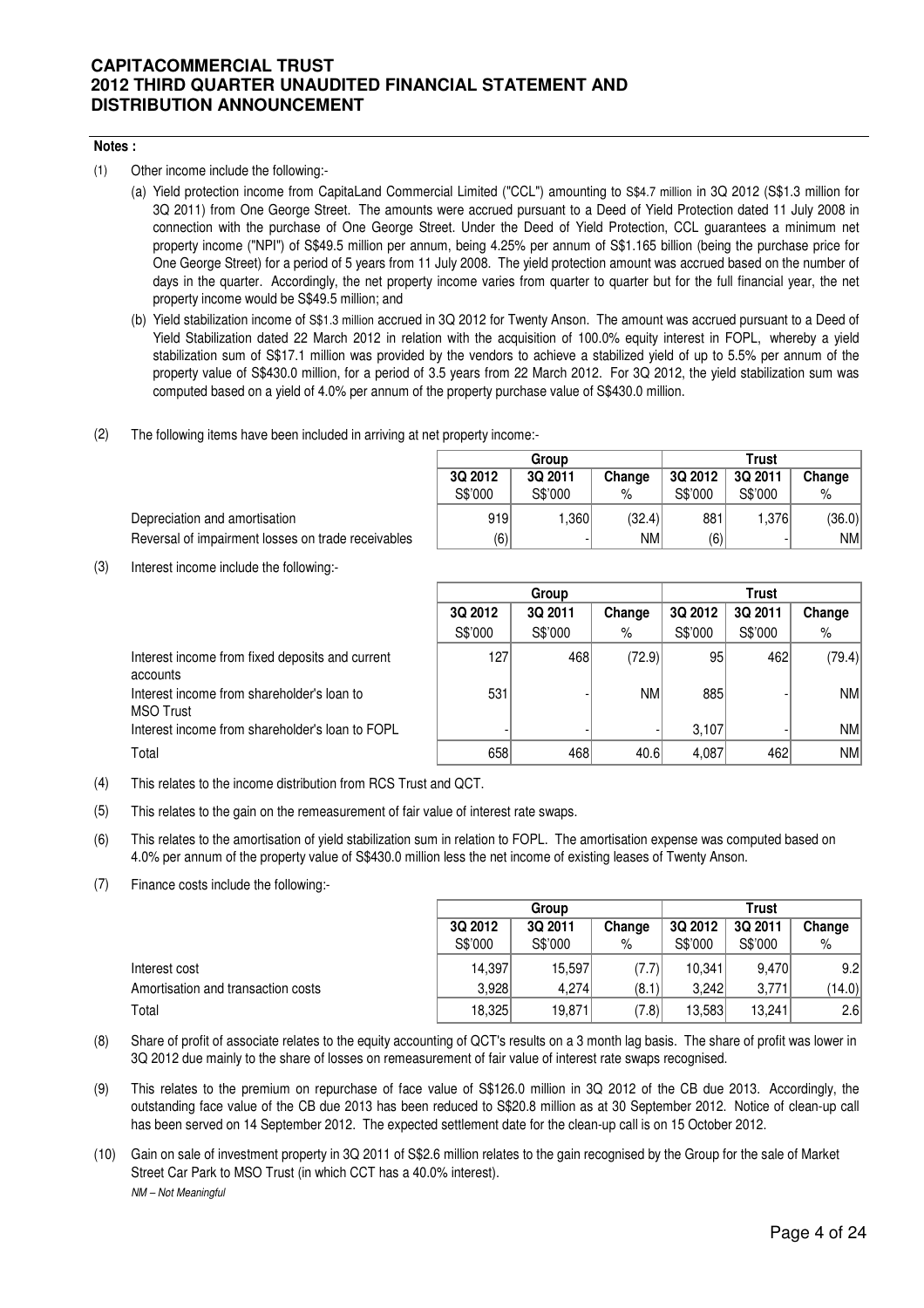**Notes :**

(1) Other income include the following:-

(a) Yield protection income from CapitaLand Commercial Limited ("CCL") amounting to S$4.7 million in 3Q 2012 (S$1.3 million for 3Q 2011) from One George Street. The amounts were accrued pursuant to a Deed of Yield Protection dated 11 July 2008 in connection with the purchase of One George Street. Under the Deed of Yield Protection, CCL guarantees a minimum net property income ("NPI") of S$49.5 million per annum, being 4.25% per annum of S$1.165 billion (being the purchase price for One George Street) for a period of 5 years from 11 July 2008. The yield protection amount was accrued based on the number of days in the quarter. Accordingly, the net property income varies from quarter to quarter but for the full financial year, the net property income would be S$49.5 million; and

(b) Yield stabilization income of S$1.3 million accrued in 3Q 2012 for Twenty Anson. The amount was accrued pursuant to a Deed of Yield Stabilization dated 22 March 2012 in relation with the acquisition of 100.0% equity interest in FOPL, whereby a yield stabilization sum of S$17.1 million was provided by the vendors to achieve a stabilized yield of up to 5.5% per annum of the property value of S$430.0 million, for a period of 3.5 years from 22 March 2012. For 3Q 2012, the yield stabilization sum was computed based on a yield of 4.0% per annum of the property purchase value of S$430.0 million.

(2) The following items have been included in arriving at net property income:-

| | Group | | | Trust | | |
|---|---|---|---|---|---|---|
| | 3Q 2012 S$'000 | 3Q 2011 S$'000 | Change % | 3Q 2012 S$'000 | 3Q 2011 S$'000 | Change % |
| Depreciation and amortisation | 919 | 1,360 | (32.4) | 881 | 1,376 | (36.0) |
| Reversal of impairment losses on trade receivables | (6) | - | NM | (6) | - | NM |

(3) Interest income include the following:-

| | Group | | | Trust | | |
|---|---|---|---|---|---|---|
| | 3Q 2012 S$'000 | 3Q 2011 S$'000 | Change % | 3Q 2012 S$'000 | 3Q 2011 S$'000 | Change % |
| Interest income from fixed deposits and current accounts | 127 | 468 | (72.9) | 95 | 462 | (79.4) |
| Interest income from shareholder's loan to MSO Trust | 531 | - | NM | 885 | - | NM |
| Interest income from shareholder's loan to FOPL | - | - | - | 3,107 | - | NM |
| Total | 658 | 468 | 40.6 | 4,087 | 462 | NM |

(4) This relates to the income distribution from RCS Trust and QCT.

(5) This relates to the gain on the remeasurement of fair value of interest rate swaps.

(6) This relates to the amortisation of yield stabilization sum in relation to FOPL. The amortisation expense was computed based on 4.0% per annum of the property value of S$430.0 million less the net income of existing leases of Twenty Anson.

(7) Finance costs include the following:-

| | Group | | | Trust | | |
|---|---|---|---|---|---|---|
| | 3Q 2012 S$'000 | 3Q 2011 S$'000 | Change % | 3Q 2012 S$'000 | 3Q 2011 S$'000 | Change % |
| Interest cost | 14,397 | 15,597 | (7.7) | 10,341 | 9,470 | 9.2 |
| Amortisation and transaction costs | 3,928 | 4,274 | (8.1) | 3,242 | 3,771 | (14.0) |
| Total | 18,325 | 19,871 | (7.8) | 13,583 | 13,241 | 2.6 |

(8) Share of profit of associate relates to the equity accounting of QCT's results on a 3 month lag basis. The share of profit was lower in 3Q 2012 due mainly to the share of losses on remeasurement of fair value of interest rate swaps recognised.

(9) This relates to the premium on repurchase of face value of S$126.0 million in 3Q 2012 of the CB due 2013. Accordingly, the outstanding face value of the CB due 2013 has been reduced to S$20.8 million as at 30 September 2012. Notice of clean-up call has been served on 14 September 2012. The expected settlement date for the clean-up call is on 15 October 2012.

(10) Gain on sale of investment property in 3Q 2011 of S$2.6 million relates to the gain recognised by the Group for the sale of Market Street Car Park to MSO Trust (in which CCT has a 40.0% interest).

*NM – Not Meaningful*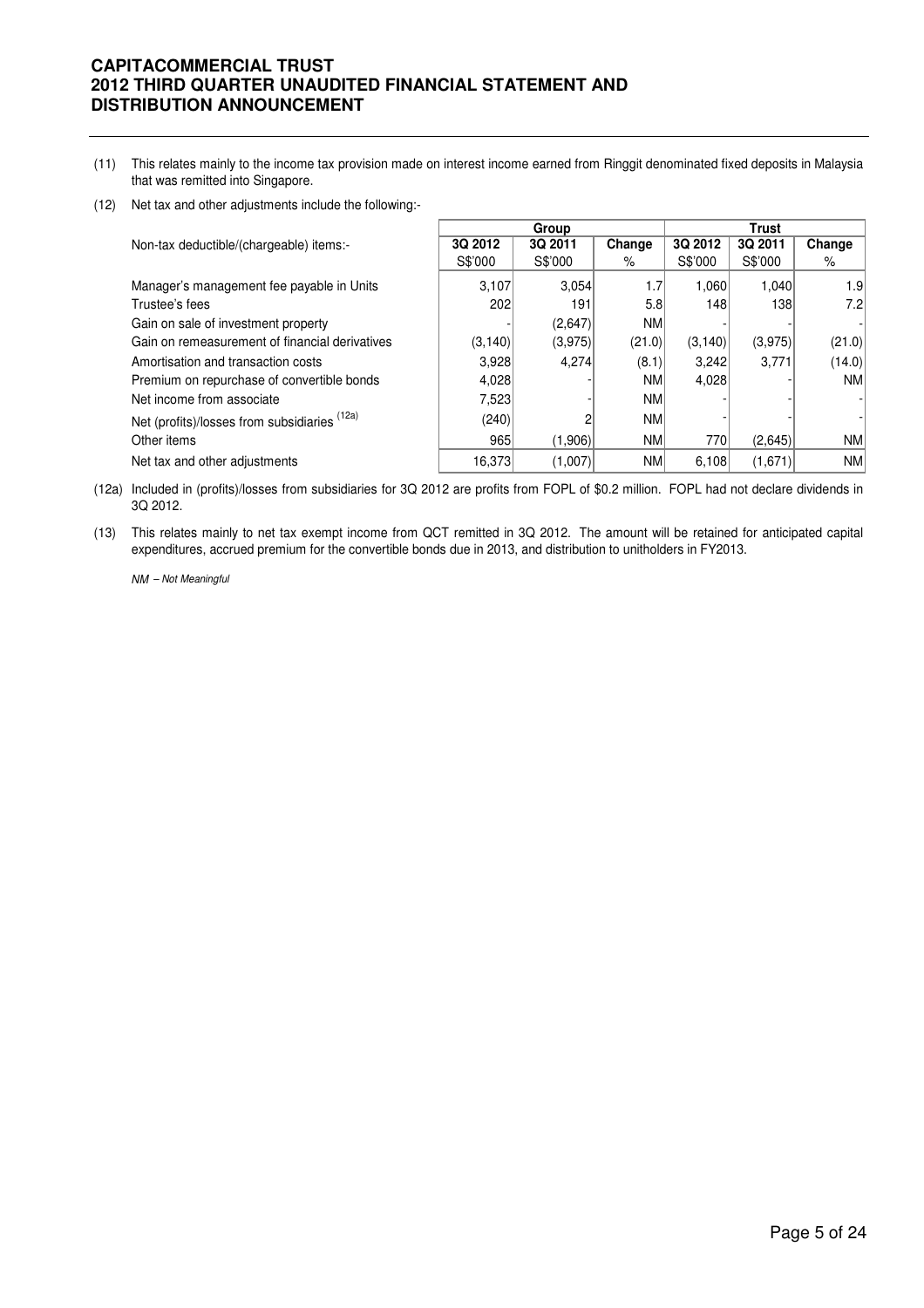(11) This relates mainly to the income tax provision made on interest income earned from Ringgit denominated fixed deposits in Malaysia that was remitted into Singapore.

(12) Net tax and other adjustments include the following:-

| Non-tax deductible/(chargeable) items:- | Group | | | Trust | | |
|---|---|---|---|---|---|---|
| | 3Q 2012 S$'000 | 3Q 2011 S$'000 | Change % | 3Q 2012 S$'000 | 3Q 2011 S$'000 | Change % |
| Manager's management fee payable in Units | 3,107 | 3,054 | 1.7 | 1,060 | 1,040 | 1.9 |
| Trustee's fees | 202 | 191 | 5.8 | 148 | 138 | 7.2 |
| Gain on sale of investment property | - | (2,647) | NM | - | - | - |
| Gain on remeasurement of financial derivatives | (3,140) | (3,975) | (21.0) | (3,140) | (3,975) | (21.0) |
| Amortisation and transaction costs | 3,928 | 4,274 | (8.1) | 3,242 | 3,771 | (14.0) |
| Premium on repurchase of convertible bonds | 4,028 | - | NM | 4,028 | - | NM |
| Net income from associate | 7,523 | - | NM | - | - | - |
| Net (profits)/losses from subsidiaries (12a) | (240) | 2 | NM | - | - | - |
| Other items | 965 | (1,906) | NM | 770 | (2,645) | NM |
| Net tax and other adjustments | 16,373 | (1,007) | NM | 6,108 | (1,671) | NM |

(12a) Included in (profits)/losses from subsidiaries for 3Q 2012 are profits from FOPL of $0.2 million. FOPL had not declare dividends in 3Q 2012.

(13) This relates mainly to net tax exempt income from QCT remitted in 3Q 2012. The amount will be retained for anticipated capital expenditures, accrued premium for the convertible bonds due in 2013, and distribution to unitholders in FY2013.

*NM – Not Meaningful*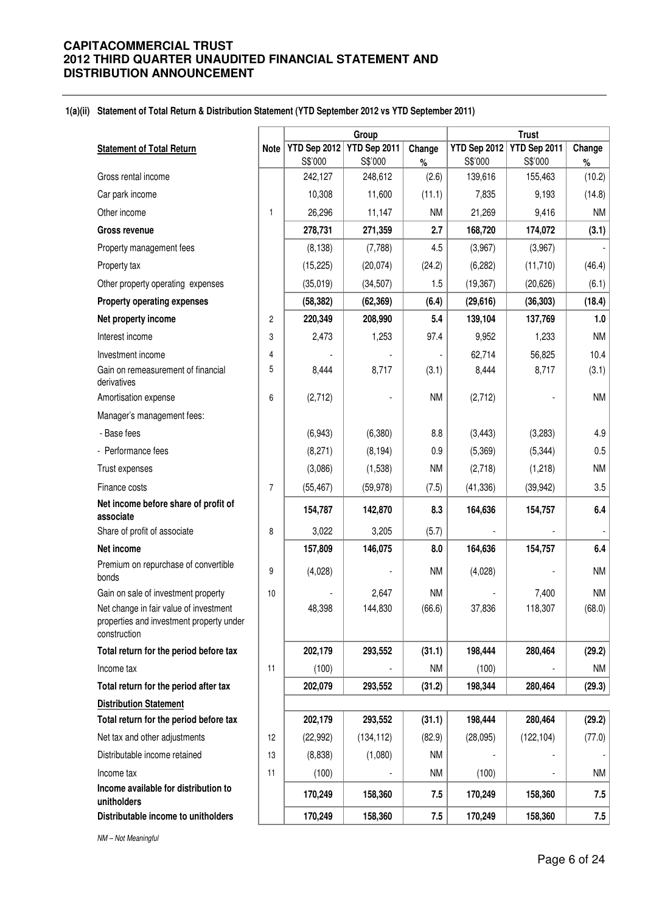#### 1(a)(ii) Statement of Total Return & Distribution Statement (YTD September 2012 vs YTD September 2011)

| | | Group | | | Trust | | |
|---|---|---|---|---|---|---|---|
| **Statement of Total Return** | **Note** | **YTD Sep 2012** S$'000 | **YTD Sep 2011** S$'000 | **Change** % | **YTD Sep 2012** S$'000 | **YTD Sep 2011** S$'000 | **Change** % |
| Gross rental income | | 242,127 | 248,612 | (2.6) | 139,616 | 155,463 | (10.2) |
| Car park income | | 10,308 | 11,600 | (11.1) | 7,835 | 9,193 | (14.8) |
| Other income | 1 | 26,296 | 11,147 | NM | 21,269 | 9,416 | NM |
| **Gross revenue** | | **278,731** | **271,359** | **2.7** | **168,720** | **174,072** | **(3.1)** |
| Property management fees | | (8,138) | (7,788) | 4.5 | (3,967) | (3,967) | - |
| Property tax | | (15,225) | (20,074) | (24.2) | (6,282) | (11,710) | (46.4) |
| Other property operating expenses | | (35,019) | (34,507) | 1.5 | (19,367) | (20,626) | (6.1) |
| **Property operating expenses** | | **(58,382)** | **(62,369)** | **(6.4)** | **(29,616)** | **(36,303)** | **(18.4)** |
| **Net property income** | 2 | **220,349** | **208,990** | **5.4** | **139,104** | **137,769** | **1.0** |
| Interest income | 3 | 2,473 | 1,253 | 97.4 | 9,952 | 1,233 | NM |
| Investment income | 4 | - | - | - | 62,714 | 56,825 | 10.4 |
| Gain on remeasurement of financial derivatives | 5 | 8,444 | 8,717 | (3.1) | 8,444 | 8,717 | (3.1) |
| Amortisation expense | 6 | (2,712) | - | NM | (2,712) | - | NM |
| Manager's management fees: | | | | | | | |
| - Base fees | | (6,943) | (6,380) | 8.8 | (3,443) | (3,283) | 4.9 |
| - Performance fees | | (8,271) | (8,194) | 0.9 | (5,369) | (5,344) | 0.5 |
| Trust expenses | | (3,086) | (1,538) | NM | (2,718) | (1,218) | NM |
| Finance costs | 7 | (55,467) | (59,978) | (7.5) | (41,336) | (39,942) | 3.5 |
| **Net income before share of profit of associate** | | **154,787** | **142,870** | **8.3** | **164,636** | **154,757** | **6.4** |
| Share of profit of associate | 8 | 3,022 | 3,205 | (5.7) | - | - | - |
| **Net income** | | **157,809** | **146,075** | **8.0** | **164,636** | **154,757** | **6.4** |
| Premium on repurchase of convertible bonds | 9 | (4,028) | - | NM | (4,028) | - | NM |
| Gain on sale of investment property | 10 | - | 2,647 | NM | - | 7,400 | NM |
| Net change in fair value of investment properties and investment property under construction | | 48,398 | 144,830 | (66.6) | 37,836 | 118,307 | (68.0) |
| **Total return for the period before tax** | | **202,179** | **293,552** | **(31.1)** | **198,444** | **280,464** | **(29.2)** |
| Income tax | 11 | (100) | - | NM | (100) | - | NM |
| **Total return for the period after tax** | | **202,079** | **293,552** | **(31.2)** | **198,344** | **280,464** | **(29.3)** |
| **Distribution Statement** | | | | | | | |
| **Total return for the period before tax** | | **202,179** | **293,552** | **(31.1)** | **198,444** | **280,464** | **(29.2)** |
| Net tax and other adjustments | 12 | (22,992) | (134,112) | (82.9) | (28,095) | (122,104) | (77.0) |
| Distributable income retained | 13 | (8,838) | (1,080) | NM | - | - | - |
| Income tax | 11 | (100) | - | NM | (100) | - | NM |
| **Income available for distribution to unitholders** | | **170,249** | **158,360** | **7.5** | **170,249** | **158,360** | **7.5** |
| **Distributable income to unitholders** | | **170,249** | **158,360** | **7.5** | **170,249** | **158,360** | **7.5** |

*NM – Not Meaningful*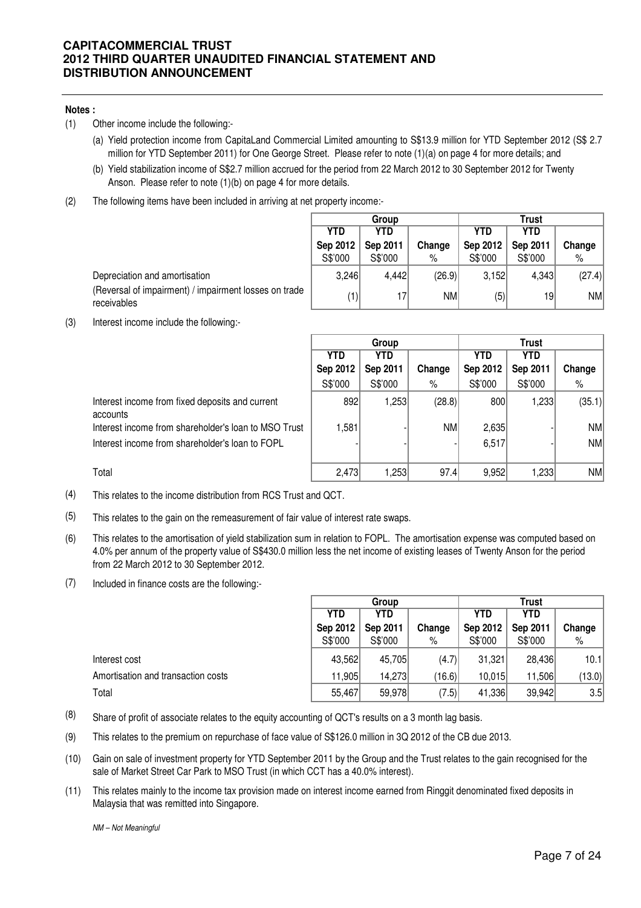**Notes :**

(1) Other income include the following:-

(a) Yield protection income from CapitaLand Commercial Limited amounting to S$13.9 million for YTD September 2012 (S$ 2.7 million for YTD September 2011) for One George Street. Please refer to note (1)(a) on page 4 for more details; and

(b) Yield stabilization income of S$2.7 million accrued for the period from 22 March 2012 to 30 September 2012 for Twenty Anson. Please refer to note (1)(b) on page 4 for more details.

(2) The following items have been included in arriving at net property income:-

| | Group | | | Trust | | |
|---|---|---|---|---|---|---|
| | YTD Sep 2012 S$'000 | YTD Sep 2011 S$'000 | Change % | YTD Sep 2012 S$'000 | YTD Sep 2011 S$'000 | Change % |
| Depreciation and amortisation | 3,246 | 4,442 | (26.9) | 3,152 | 4,343 | (27.4) |
| (Reversal of impairment) / impairment losses on trade receivables | (1) | 17 | NM | (5) | 19 | NM |

(3) Interest income include the following:-

| | Group | | | Trust | | |
|---|---|---|---|---|---|---|
| | YTD Sep 2012 S$'000 | YTD Sep 2011 S$'000 | Change % | YTD Sep 2012 S$'000 | YTD Sep 2011 S$'000 | Change % |
| Interest income from fixed deposits and current accounts | 892 | 1,253 | (28.8) | 800 | 1,233 | (35.1) |
| Interest income from shareholder's loan to MSO Trust | 1,581 | - | NM | 2,635 | - | NM |
| Interest income from shareholder's loan to FOPL | - | - | - | 6,517 | - | NM |
| Total | 2,473 | 1,253 | 97.4 | 9,952 | 1,233 | NM |

(4) This relates to the income distribution from RCS Trust and QCT.

(5) This relates to the gain on the remeasurement of fair value of interest rate swaps.

(6) This relates to the amortisation of yield stabilization sum in relation to FOPL. The amortisation expense was computed based on 4.0% per annum of the property value of S$430.0 million less the net income of existing leases of Twenty Anson for the period from 22 March 2012 to 30 September 2012.

(7) Included in finance costs are the following:-

| | Group | | | Trust | | |
|---|---|---|---|---|---|---|
| | YTD Sep 2012 S$'000 | YTD Sep 2011 S$'000 | Change % | YTD Sep 2012 S$'000 | YTD Sep 2011 S$'000 | Change % |
| Interest cost | 43,562 | 45,705 | (4.7) | 31,321 | 28,436 | 10.1 |
| Amortisation and transaction costs | 11,905 | 14,273 | (16.6) | 10,015 | 11,506 | (13.0) |
| Total | 55,467 | 59,978 | (7.5) | 41,336 | 39,942 | 3.5 |

(8) Share of profit of associate relates to the equity accounting of QCT's results on a 3 month lag basis.

(9) This relates to the premium on repurchase of face value of S$126.0 million in 3Q 2012 of the CB due 2013.

(10) Gain on sale of investment property for YTD September 2011 by the Group and the Trust relates to the gain recognised for the sale of Market Street Car Park to MSO Trust (in which CCT has a 40.0% interest).

(11) This relates mainly to the income tax provision made on interest income earned from Ringgit denominated fixed deposits in Malaysia that was remitted into Singapore.

*NM – Not Meaningful*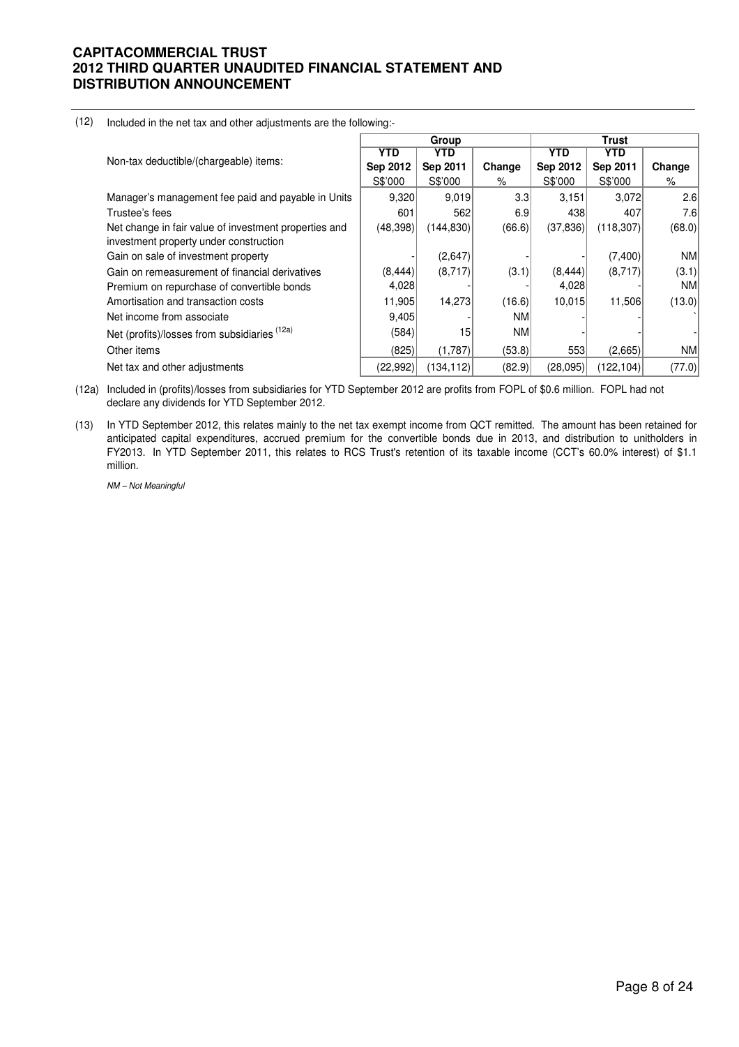(12) Included in the net tax and other adjustments are the following:-

| Non-tax deductible/(chargeable) items: | Group | | | Trust | | |
|---|---|---|---|---|---|---|
| | YTD Sep 2012 S$'000 | YTD Sep 2011 S$'000 | Change % | YTD Sep 2012 S$'000 | YTD Sep 2011 S$'000 | Change % |
| Manager's management fee paid and payable in Units | 9,320 | 9,019 | 3.3 | 3,151 | 3,072 | 2.6 |
| Trustee's fees | 601 | 562 | 6.9 | 438 | 407 | 7.6 |
| Net change in fair value of investment properties and investment property under construction | (48,398) | (144,830) | (66.6) | (37,836) | (118,307) | (68.0) |
| Gain on sale of investment property | - | (2,647) | - | - | (7,400) | NM |
| Gain on remeasurement of financial derivatives | (8,444) | (8,717) | (3.1) | (8,444) | (8,717) | (3.1) |
| Premium on repurchase of convertible bonds | 4,028 | - | - | 4,028 | - | NM |
| Amortisation and transaction costs | 11,905 | 14,273 | (16.6) | 10,015 | 11,506 | (13.0) |
| Net income from associate | 9,405 | - | NM | - | - | ` |
| Net (profits)/losses from subsidiaries (12a) | (584) | 15 | NM | - | - | - |
| Other items | (825) | (1,787) | (53.8) | 553 | (2,665) | NM |
| Net tax and other adjustments | (22,992) | (134,112) | (82.9) | (28,095) | (122,104) | (77.0) |

(12a) Included in (profits)/losses from subsidiaries for YTD September 2012 are profits from FOPL of $0.6 million. FOPL had not declare any dividends for YTD September 2012.

(13) In YTD September 2012, this relates mainly to the net tax exempt income from QCT remitted. The amount has been retained for anticipated capital expenditures, accrued premium for the convertible bonds due in 2013, and distribution to unitholders in FY2013. In YTD September 2011, this relates to RCS Trust's retention of its taxable income (CCT's 60.0% interest) of $1.1 million.

*NM – Not Meaningful*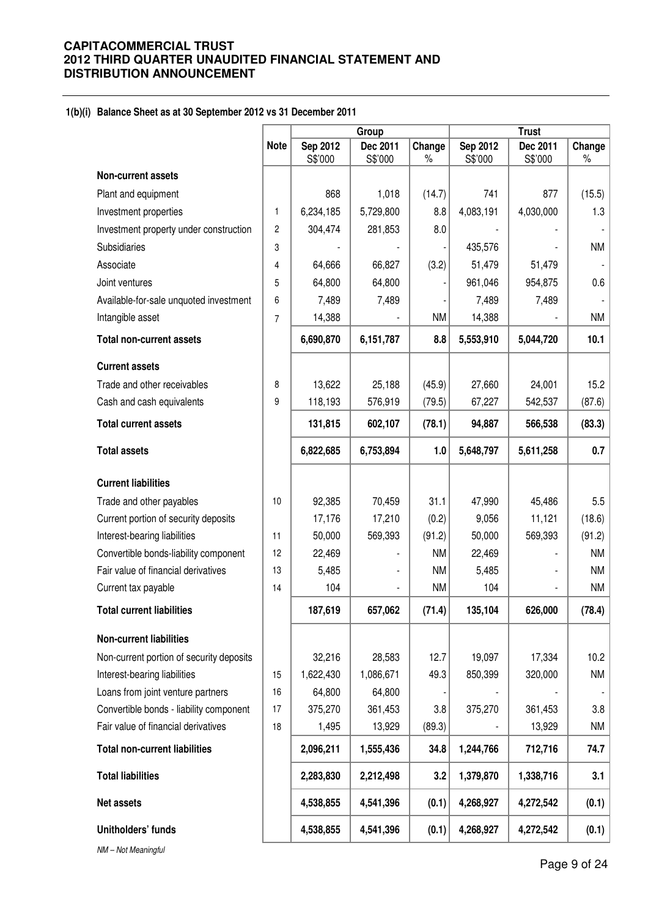#### 1(b)(i) Balance Sheet as at 30 September 2012 vs 31 December 2011

| | Note | Group | | | Trust | | |
|---|---|---|---|---|---|---|---|
| | | Sep 2012 S$'000 | Dec 2011 S$'000 | Change % | Sep 2012 S$'000 | Dec 2011 S$'000 | Change % |
| **Non-current assets** | | | | | | | |
| Plant and equipment | | 868 | 1,018 | (14.7) | 741 | 877 | (15.5) |
| Investment properties | 1 | 6,234,185 | 5,729,800 | 8.8 | 4,083,191 | 4,030,000 | 1.3 |
| Investment property under construction | 2 | 304,474 | 281,853 | 8.0 | - | - | - |
| Subsidiaries | 3 | - | - | - | 435,576 | - | NM |
| Associate | 4 | 64,666 | 66,827 | (3.2) | 51,479 | 51,479 | - |
| Joint ventures | 5 | 64,800 | 64,800 | - | 961,046 | 954,875 | 0.6 |
| Available-for-sale unquoted investment | 6 | 7,489 | 7,489 | - | 7,489 | 7,489 | - |
| Intangible asset | 7 | 14,388 | - | NM | 14,388 | - | NM |
| **Total non-current assets** | | **6,690,870** | **6,151,787** | **8.8** | **5,553,910** | **5,044,720** | **10.1** |
| **Current assets** | | | | | | | |
| Trade and other receivables | 8 | 13,622 | 25,188 | (45.9) | 27,660 | 24,001 | 15.2 |
| Cash and cash equivalents | 9 | 118,193 | 576,919 | (79.5) | 67,227 | 542,537 | (87.6) |
| **Total current assets** | | **131,815** | **602,107** | **(78.1)** | **94,887** | **566,538** | **(83.3)** |
| **Total assets** | | **6,822,685** | **6,753,894** | **1.0** | **5,648,797** | **5,611,258** | **0.7** |
| **Current liabilities** | | | | | | | |
| Trade and other payables | 10 | 92,385 | 70,459 | 31.1 | 47,990 | 45,486 | 5.5 |
| Current portion of security deposits | | 17,176 | 17,210 | (0.2) | 9,056 | 11,121 | (18.6) |
| Interest-bearing liabilities | 11 | 50,000 | 569,393 | (91.2) | 50,000 | 569,393 | (91.2) |
| Convertible bonds-liability component | 12 | 22,469 | - | NM | 22,469 | - | NM |
| Fair value of financial derivatives | 13 | 5,485 | - | NM | 5,485 | - | NM |
| Current tax payable | 14 | 104 | - | NM | 104 | - | NM |
| **Total current liabilities** | | **187,619** | **657,062** | **(71.4)** | **135,104** | **626,000** | **(78.4)** |
| **Non-current liabilities** | | | | | | | |
| Non-current portion of security deposits | | 32,216 | 28,583 | 12.7 | 19,097 | 17,334 | 10.2 |
| Interest-bearing liabilities | 15 | 1,622,430 | 1,086,671 | 49.3 | 850,399 | 320,000 | NM |
| Loans from joint venture partners | 16 | 64,800 | 64,800 | - | - | - | - |
| Convertible bonds - liability component | 17 | 375,270 | 361,453 | 3.8 | 375,270 | 361,453 | 3.8 |
| Fair value of financial derivatives | 18 | 1,495 | 13,929 | (89.3) | - | 13,929 | NM |
| **Total non-current liabilities** | | **2,096,211** | **1,555,436** | **34.8** | **1,244,766** | **712,716** | **74.7** |
| **Total liabilities** | | **2,283,830** | **2,212,498** | **3.2** | **1,379,870** | **1,338,716** | **3.1** |
| **Net assets** | | **4,538,855** | **4,541,396** | **(0.1)** | **4,268,927** | **4,272,542** | **(0.1)** |
| **Unitholders' funds** | | **4,538,855** | **4,541,396** | **(0.1)** | **4,268,927** | **4,272,542** | **(0.1)** |

*NM – Not Meaningful*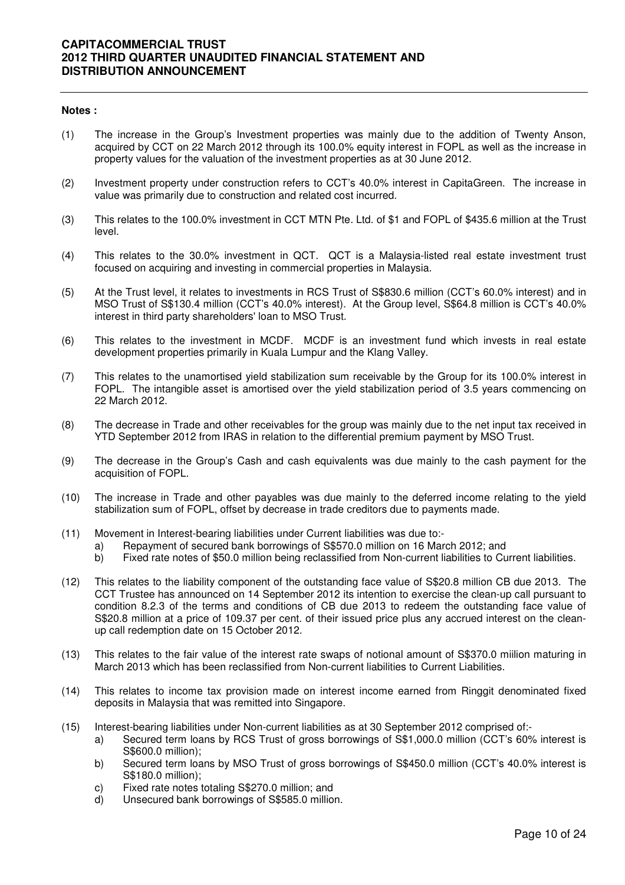**Notes :**

(1) The increase in the Group's Investment properties was mainly due to the addition of Twenty Anson, acquired by CCT on 22 March 2012 through its 100.0% equity interest in FOPL as well as the increase in property values for the valuation of the investment properties as at 30 June 2012.

(2) Investment property under construction refers to CCT's 40.0% interest in CapitaGreen. The increase in value was primarily due to construction and related cost incurred.

(3) This relates to the 100.0% investment in CCT MTN Pte. Ltd. of $1 and FOPL of $435.6 million at the Trust level.

(4) This relates to the 30.0% investment in QCT. QCT is a Malaysia-listed real estate investment trust focused on acquiring and investing in commercial properties in Malaysia.

(5) At the Trust level, it relates to investments in RCS Trust of S$830.6 million (CCT's 60.0% interest) and in MSO Trust of S$130.4 million (CCT's 40.0% interest). At the Group level, S$64.8 million is CCT's 40.0% interest in third party shareholders' loan to MSO Trust.

(6) This relates to the investment in MCDF. MCDF is an investment fund which invests in real estate development properties primarily in Kuala Lumpur and the Klang Valley.

(7) This relates to the unamortised yield stabilization sum receivable by the Group for its 100.0% interest in FOPL. The intangible asset is amortised over the yield stabilization period of 3.5 years commencing on 22 March 2012.

(8) The decrease in Trade and other receivables for the group was mainly due to the net input tax received in YTD September 2012 from IRAS in relation to the differential premium payment by MSO Trust.

(9) The decrease in the Group's Cash and cash equivalents was due mainly to the cash payment for the acquisition of FOPL.

(10) The increase in Trade and other payables was due mainly to the deferred income relating to the yield stabilization sum of FOPL, offset by decrease in trade creditors due to payments made.

(11) Movement in Interest-bearing liabilities under Current liabilities was due to:-
  a) Repayment of secured bank borrowings of S$570.0 million on 16 March 2012; and
  b) Fixed rate notes of $50.0 million being reclassified from Non-current liabilities to Current liabilities.

(12) This relates to the liability component of the outstanding face value of S$20.8 million CB due 2013. The CCT Trustee has announced on 14 September 2012 its intention to exercise the clean-up call pursuant to condition 8.2.3 of the terms and conditions of CB due 2013 to redeem the outstanding face value of S$20.8 million at a price of 109.37 per cent. of their issued price plus any accrued interest on the clean-up call redemption date on 15 October 2012.

(13) This relates to the fair value of the interest rate swaps of notional amount of S$370.0 miilion maturing in March 2013 which has been reclassified from Non-current liabilities to Current Liabilities.

(14) This relates to income tax provision made on interest income earned from Ringgit denominated fixed deposits in Malaysia that was remitted into Singapore.

(15) Interest-bearing liabilities under Non-current liabilities as at 30 September 2012 comprised of:-
  a) Secured term loans by RCS Trust of gross borrowings of S$1,000.0 million (CCT's 60% interest is S$600.0 million);
  b) Secured term loans by MSO Trust of gross borrowings of S$450.0 million (CCT's 40.0% interest is S$180.0 million);
  c) Fixed rate notes totaling S$270.0 million; and
  d) Unsecured bank borrowings of S$585.0 million.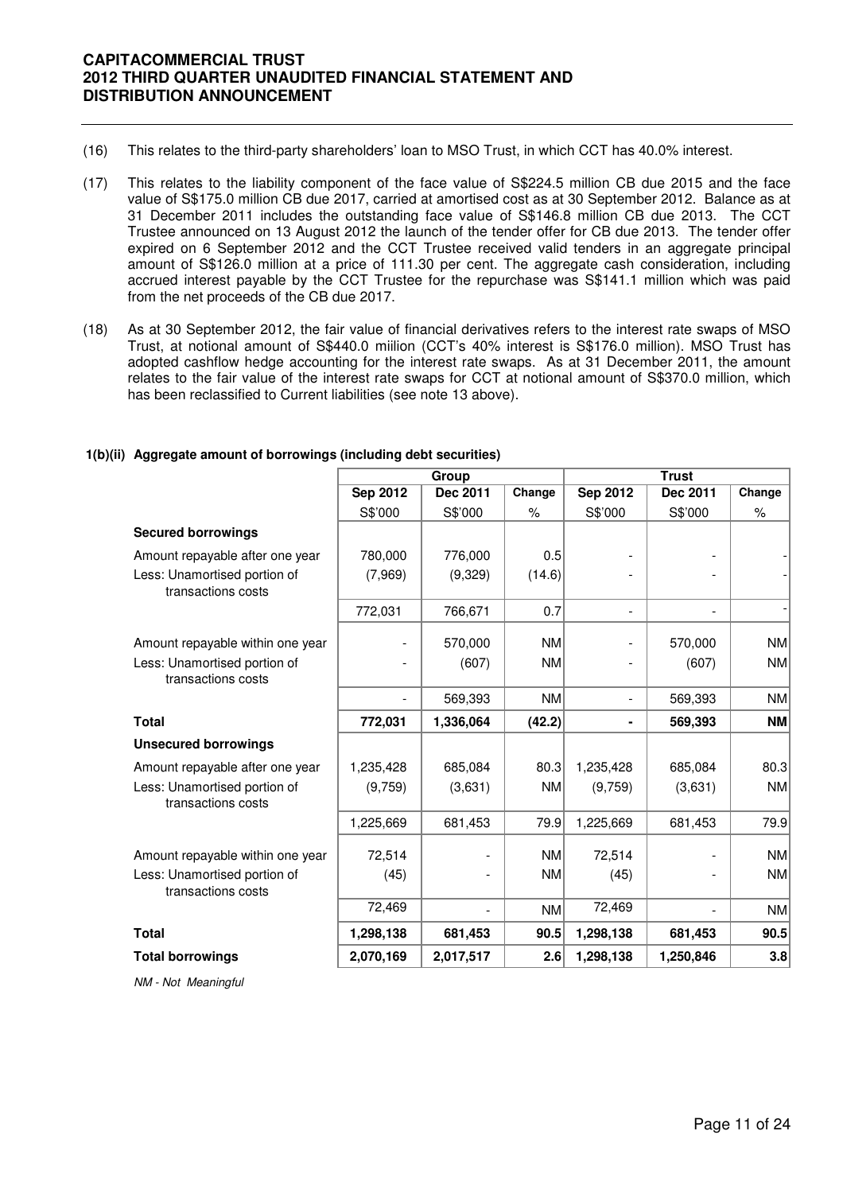(16) This relates to the third-party shareholders' loan to MSO Trust, in which CCT has 40.0% interest.

(17) This relates to the liability component of the face value of S$224.5 million CB due 2015 and the face value of S$175.0 million CB due 2017, carried at amortised cost as at 30 September 2012. Balance as at 31 December 2011 includes the outstanding face value of S$146.8 million CB due 2013. The CCT Trustee announced on 13 August 2012 the launch of the tender offer for CB due 2013. The tender offer expired on 6 September 2012 and the CCT Trustee received valid tenders in an aggregate principal amount of S$126.0 million at a price of 111.30 per cent. The aggregate cash consideration, including accrued interest payable by the CCT Trustee for the repurchase was S$141.1 million which was paid from the net proceeds of the CB due 2017.

(18) As at 30 September 2012, the fair value of financial derivatives refers to the interest rate swaps of MSO Trust, at notional amount of S$440.0 miilion (CCT's 40% interest is S$176.0 million). MSO Trust has adopted cashflow hedge accounting for the interest rate swaps. As at 31 December 2011, the amount relates to the fair value of the interest rate swaps for CCT at notional amount of S$370.0 million, which has been reclassified to Current liabilities (see note 13 above).

**1(b)(ii) Aggregate amount of borrowings (including debt securities)**

| | Group | | | Trust | | |
|---|---|---|---|---|---|---|
| | Sep 2012 | Dec 2011 | Change | Sep 2012 | Dec 2011 | Change |
| | S$'000 | S$'000 | % | S$'000 | S$'000 | % |
| **Secured borrowings** | | | | | | |
| Amount repayable after one year | 780,000 | 776,000 | 0.5 | - | - | - |
| Less: Unamortised portion of transactions costs | (7,969) | (9,329) | (14.6) | - | - | - |
| | 772,031 | 766,671 | 0.7 | - | - | - |
| Amount repayable within one year | - | 570,000 | NM | - | 570,000 | NM |
| Less: Unamortised portion of transactions costs | - | (607) | NM | - | (607) | NM |
| | - | 569,393 | NM | - | 569,393 | NM |
| **Total** | **772,031** | **1,336,064** | **(42.2)** | **-** | **569,393** | **NM** |
| **Unsecured borrowings** | | | | | | |
| Amount repayable after one year | 1,235,428 | 685,084 | 80.3 | 1,235,428 | 685,084 | 80.3 |
| Less: Unamortised portion of transactions costs | (9,759) | (3,631) | NM | (9,759) | (3,631) | NM |
| | 1,225,669 | 681,453 | 79.9 | 1,225,669 | 681,453 | 79.9 |
| Amount repayable within one year | 72,514 | - | NM | 72,514 | - | NM |
| Less: Unamortised portion of transactions costs | (45) | - | NM | (45) | - | NM |
| | 72,469 | - | NM | 72,469 | - | NM |
| **Total** | **1,298,138** | **681,453** | **90.5** | **1,298,138** | **681,453** | **90.5** |
| **Total borrowings** | **2,070,169** | **2,017,517** | **2.6** | **1,298,138** | **1,250,846** | **3.8** |

*NM - Not Meaningful*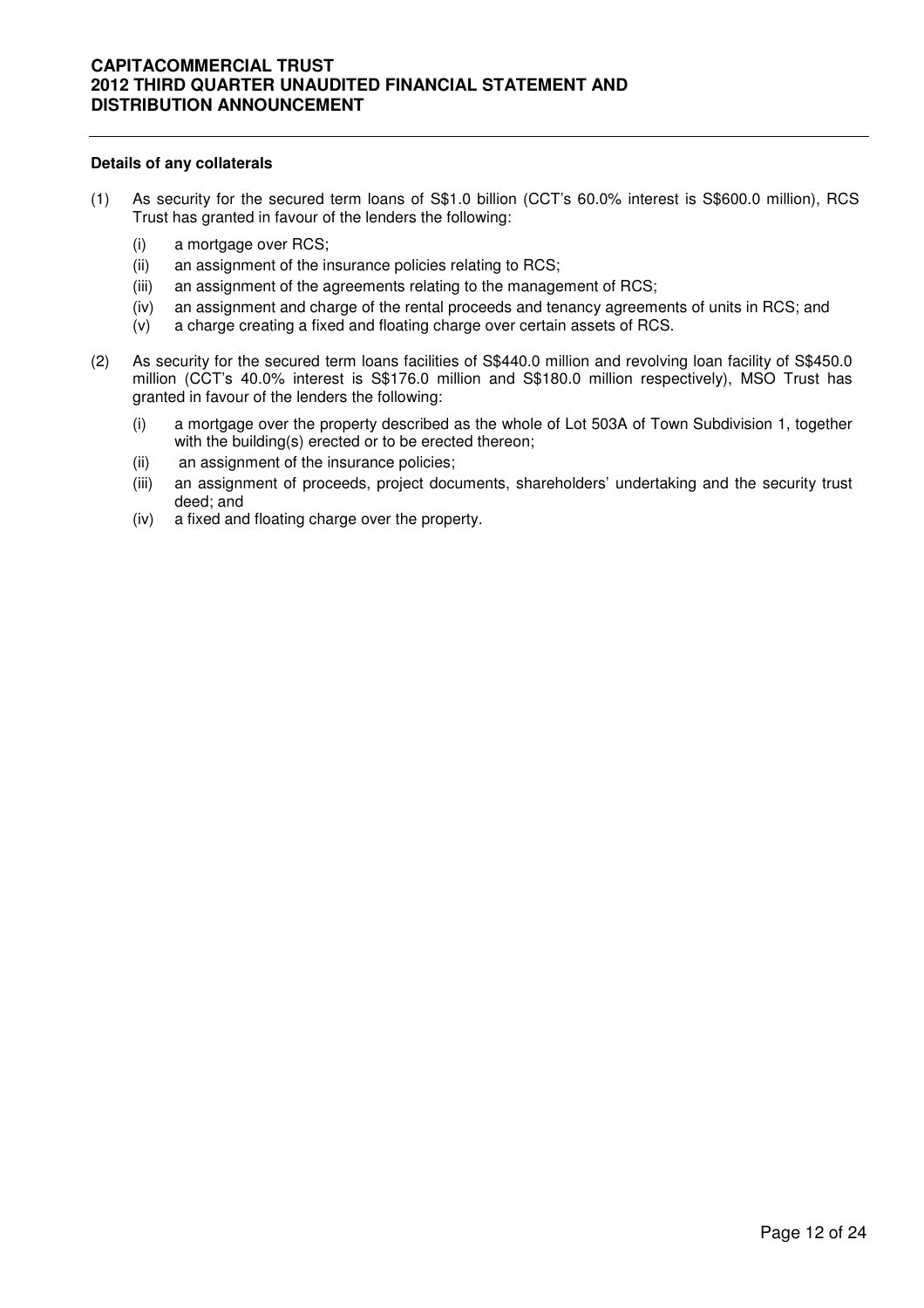**Details of any collaterals**

(1) As security for the secured term loans of S$1.0 billion (CCT's 60.0% interest is S$600.0 million), RCS Trust has granted in favour of the lenders the following:

  (i) a mortgage over RCS;
  (ii) an assignment of the insurance policies relating to RCS;
  (iii) an assignment of the agreements relating to the management of RCS;
  (iv) an assignment and charge of the rental proceeds and tenancy agreements of units in RCS; and
  (v) a charge creating a fixed and floating charge over certain assets of RCS.

(2) As security for the secured term loans facilities of S$440.0 million and revolving loan facility of S$450.0 million (CCT's 40.0% interest is S$176.0 million and S$180.0 million respectively), MSO Trust has granted in favour of the lenders the following:

  (i) a mortgage over the property described as the whole of Lot 503A of Town Subdivision 1, together with the building(s) erected or to be erected thereon;
  (ii) an assignment of the insurance policies;
  (iii) an assignment of proceeds, project documents, shareholders' undertaking and the security trust deed; and
  (iv) a fixed and floating charge over the property.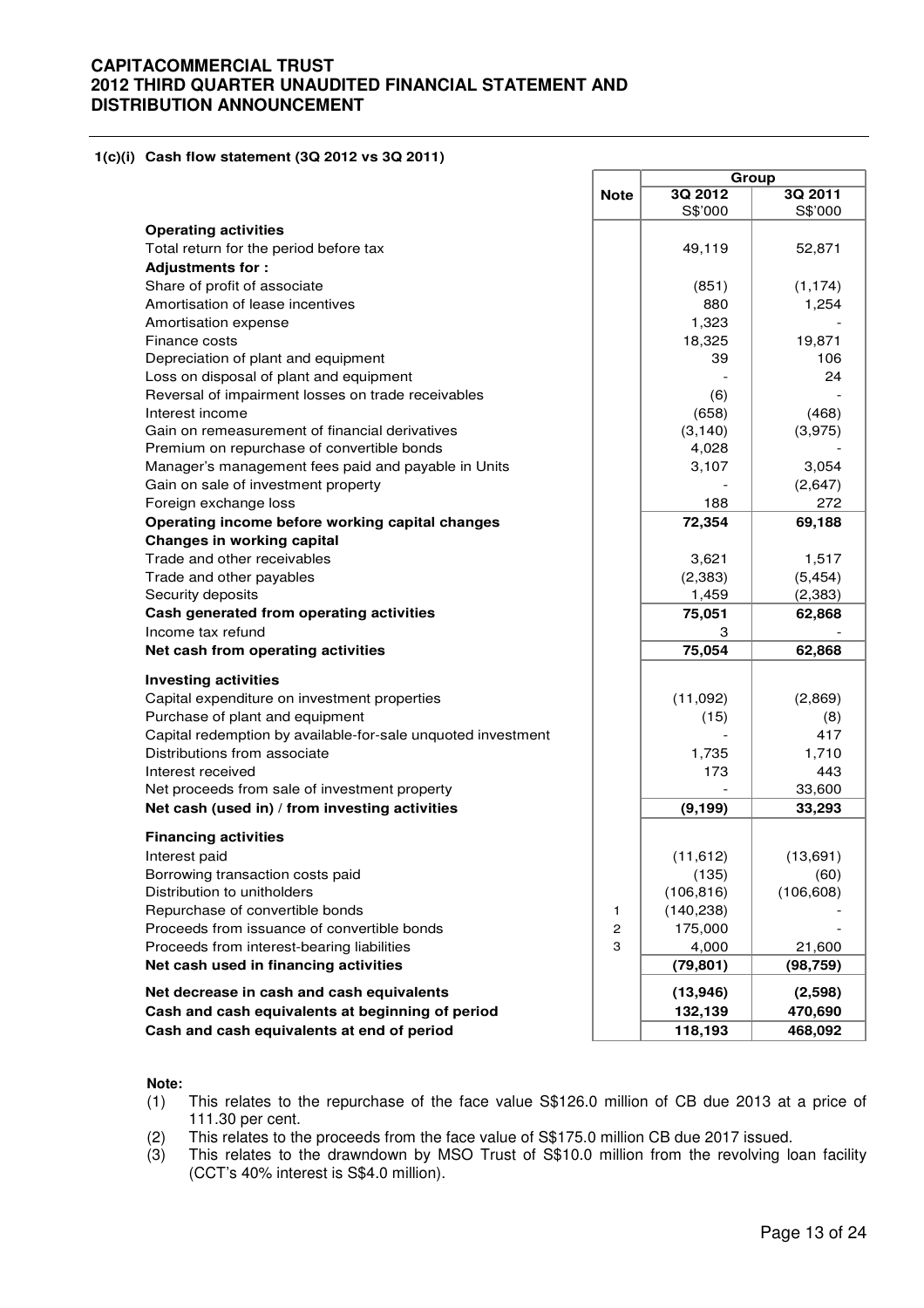# CAPITACOMMERCIAL TRUST
# 2012 THIRD QUARTER UNAUDITED FINANCIAL STATEMENT AND DISTRIBUTION ANNOUNCEMENT

## 1(c)(i) Cash flow statement (3Q 2012 vs 3Q 2011)

| | Note | Group | |
|---|---|---|---|
| | | 3Q 2012 | 3Q 2011 |
| | | S$'000 | S$'000 |
| **Operating activities** | | | |
| Total return for the period before tax | | 49,119 | 52,871 |
| **Adjustments for :** | | | |
| Share of profit of associate | | (851) | (1,174) |
| Amortisation of lease incentives | | 880 | 1,254 |
| Amortisation expense | | 1,323 | - |
| Finance costs | | 18,325 | 19,871 |
| Depreciation of plant and equipment | | 39 | 106 |
| Loss on disposal of plant and equipment | | - | 24 |
| Reversal of impairment losses on trade receivables | | (6) | - |
| Interest income | | (658) | (468) |
| Gain on remeasurement of financial derivatives | | (3,140) | (3,975) |
| Premium on repurchase of convertible bonds | | 4,028 | - |
| Manager's management fees paid and payable in Units | | 3,107 | 3,054 |
| Gain on sale of investment property | | - | (2,647) |
| Foreign exchange loss | | 188 | 272 |
| **Operating income before working capital changes** | | **72,354** | **69,188** |
| **Changes in working capital** | | | |
| Trade and other receivables | | 3,621 | 1,517 |
| Trade and other payables | | (2,383) | (5,454) |
| Security deposits | | 1,459 | (2,383) |
| **Cash generated from operating activities** | | **75,051** | **62,868** |
| Income tax refund | | 3 | - |
| **Net cash from operating activities** | | **75,054** | **62,868** |
| **Investing activities** | | | |
| Capital expenditure on investment properties | | (11,092) | (2,869) |
| Purchase of plant and equipment | | (15) | (8) |
| Capital redemption by available-for-sale unquoted investment | | - | 417 |
| Distributions from associate | | 1,735 | 1,710 |
| Interest received | | 173 | 443 |
| Net proceeds from sale of investment property | | - | 33,600 |
| **Net cash (used in) / from investing activities** | | **(9,199)** | **33,293** |
| **Financing activities** | | | |
| Interest paid | | (11,612) | (13,691) |
| Borrowing transaction costs paid | | (135) | (60) |
| Distribution to unitholders | | (106,816) | (106,608) |
| Repurchase of convertible bonds | 1 | (140,238) | - |
| Proceeds from issuance of convertible bonds | 2 | 175,000 | - |
| Proceeds from interest-bearing liabilities | 3 | 4,000 | 21,600 |
| **Net cash used in financing activities** | | **(79,801)** | **(98,759)** |
| **Net decrease in cash and cash equivalents** | | **(13,946)** | **(2,598)** |
| **Cash and cash equivalents at beginning of period** | | **132,139** | **470,690** |
| **Cash and cash equivalents at end of period** | | **118,193** | **468,092** |

**Note:**

(1) This relates to the repurchase of the face value S$126.0 million of CB due 2013 at a price of 111.30 per cent.

(2) This relates to the proceeds from the face value of S$175.0 million CB due 2017 issued.

(3) This relates to the drawndown by MSO Trust of S$10.0 million from the revolving loan facility (CCT's 40% interest is S$4.0 million).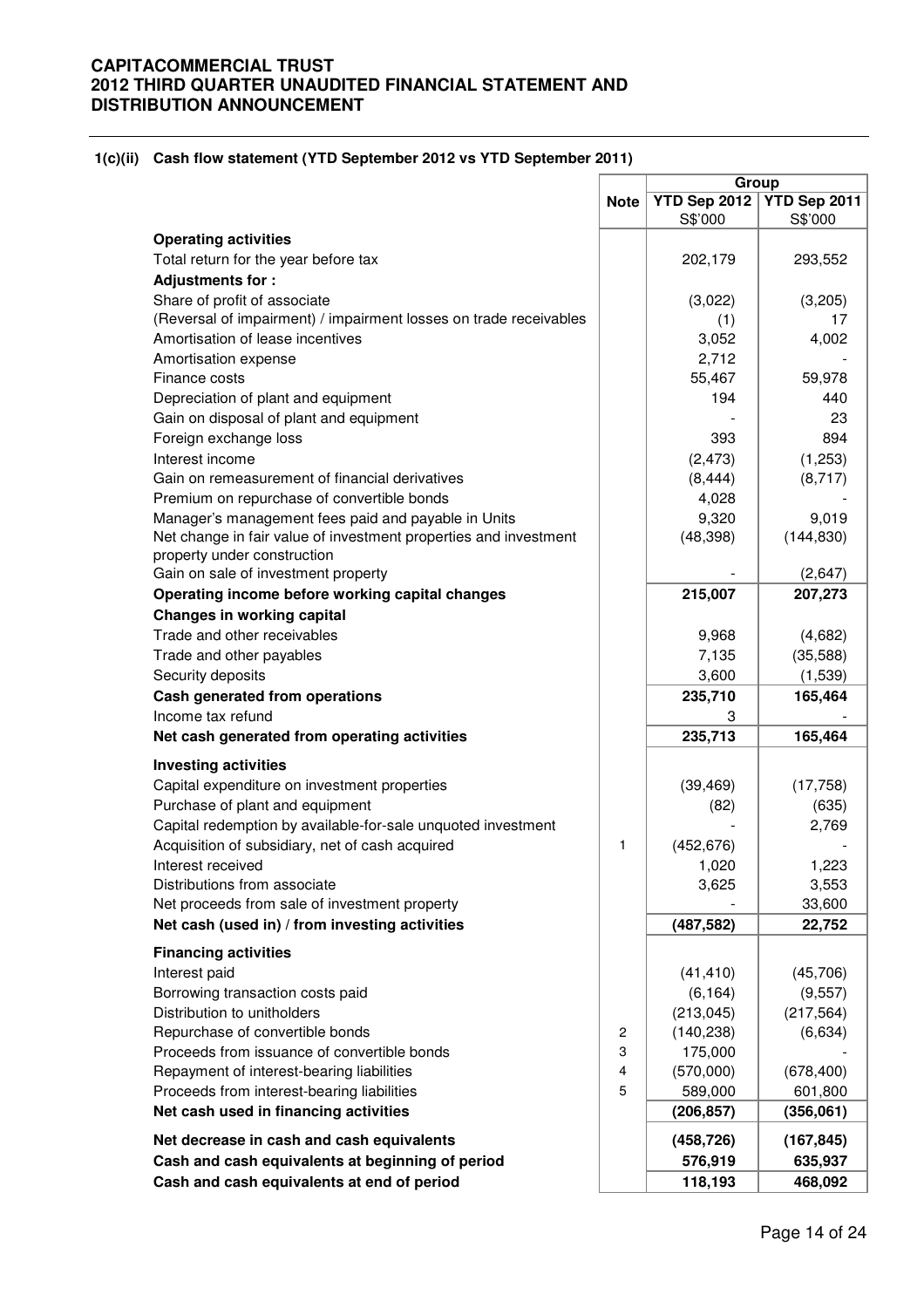**CAPITACOMMERCIAL TRUST**
**2012 THIRD QUARTER UNAUDITED FINANCIAL STATEMENT AND DISTRIBUTION ANNOUNCEMENT**

### 1(c)(ii) Cash flow statement (YTD September 2012 vs YTD September 2011)

| | Note | Group | |
|---|---|---|---|
| | | YTD Sep 2012 S$'000 | YTD Sep 2011 S$'000 |
| **Operating activities** | | | |
| Total return for the year before tax | | 202,179 | 293,552 |
| **Adjustments for :** | | | |
| Share of profit of associate | | (3,022) | (3,205) |
| (Reversal of impairment) / impairment losses on trade receivables | | (1) | 17 |
| Amortisation of lease incentives | | 3,052 | 4,002 |
| Amortisation expense | | 2,712 | - |
| Finance costs | | 55,467 | 59,978 |
| Depreciation of plant and equipment | | 194 | 440 |
| Gain on disposal of plant and equipment | | - | 23 |
| Foreign exchange loss | | 393 | 894 |
| Interest income | | (2,473) | (1,253) |
| Gain on remeasurement of financial derivatives | | (8,444) | (8,717) |
| Premium on repurchase of convertible bonds | | 4,028 | - |
| Manager's management fees paid and payable in Units | | 9,320 | 9,019 |
| Net change in fair value of investment properties and investment property under construction | | (48,398) | (144,830) |
| Gain on sale of investment property | | - | (2,647) |
| **Operating income before working capital changes** | | **215,007** | **207,273** |
| **Changes in working capital** | | | |
| Trade and other receivables | | 9,968 | (4,682) |
| Trade and other payables | | 7,135 | (35,588) |
| Security deposits | | 3,600 | (1,539) |
| **Cash generated from operations** | | **235,710** | **165,464** |
| Income tax refund | | 3 | - |
| **Net cash generated from operating activities** | | **235,713** | **165,464** |
| **Investing activities** | | | |
| Capital expenditure on investment properties | | (39,469) | (17,758) |
| Purchase of plant and equipment | | (82) | (635) |
| Capital redemption by available-for-sale unquoted investment | | - | 2,769 |
| Acquisition of subsidiary, net of cash acquired | 1 | (452,676) | - |
| Interest received | | 1,020 | 1,223 |
| Distributions from associate | | 3,625 | 3,553 |
| Net proceeds from sale of investment property | | - | 33,600 |
| **Net cash (used in) / from investing activities** | | **(487,582)** | **22,752** |
| **Financing activities** | | | |
| Interest paid | | (41,410) | (45,706) |
| Borrowing transaction costs paid | | (6,164) | (9,557) |
| Distribution to unitholders | | (213,045) | (217,564) |
| Repurchase of convertible bonds | 2 | (140,238) | (6,634) |
| Proceeds from issuance of convertible bonds | 3 | 175,000 | - |
| Repayment of interest-bearing liabilities | 4 | (570,000) | (678,400) |
| Proceeds from interest-bearing liabilities | 5 | 589,000 | 601,800 |
| **Net cash used in financing activities** | | **(206,857)** | **(356,061)** |
| **Net decrease in cash and cash equivalents** | | **(458,726)** | **(167,845)** |
| **Cash and cash equivalents at beginning of period** | | **576,919** | **635,937** |
| **Cash and cash equivalents at end of period** | | **118,193** | **468,092** |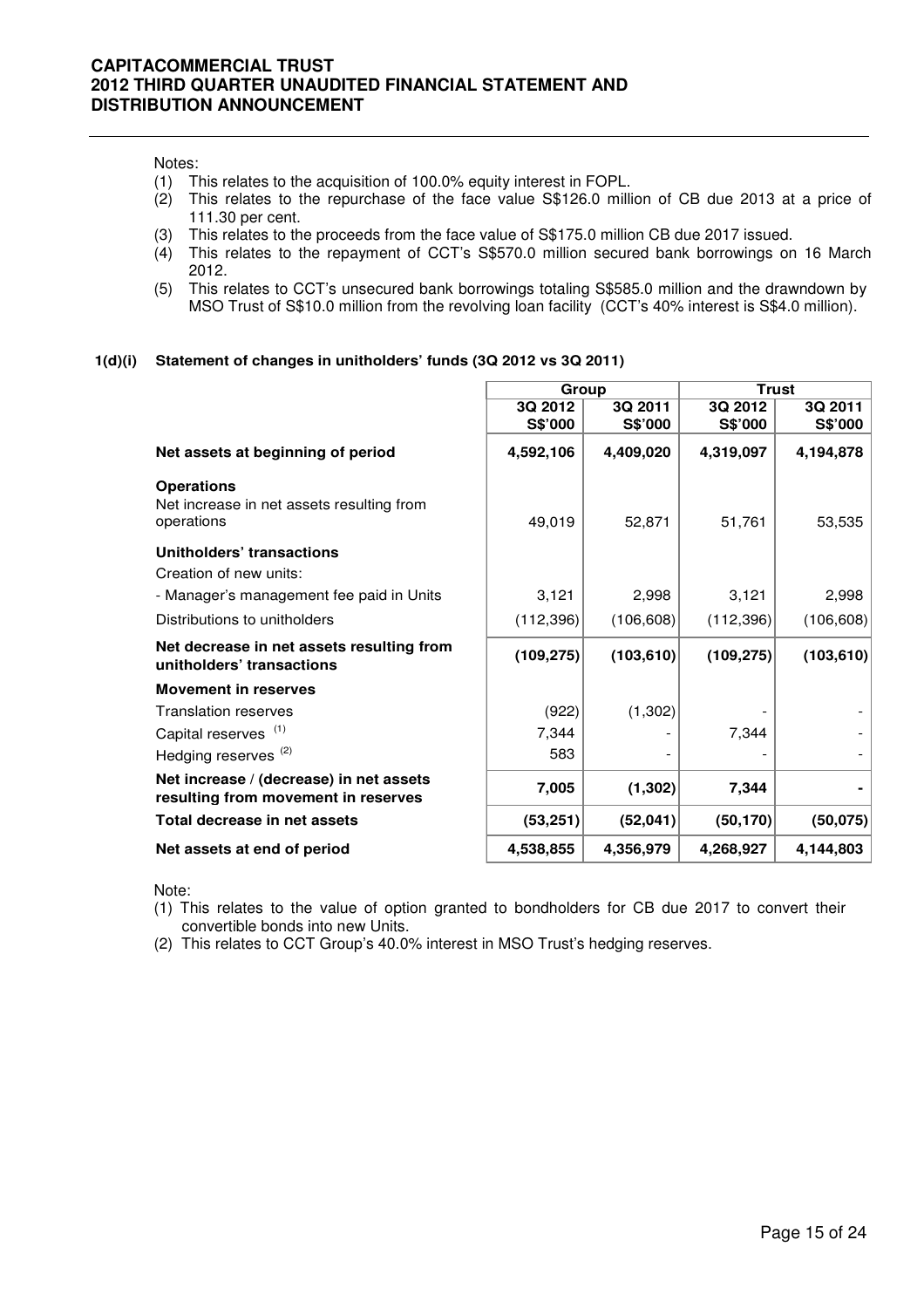Notes:

(1) This relates to the acquisition of 100.0% equity interest in FOPL.
(2) This relates to the repurchase of the face value S$126.0 million of CB due 2013 at a price of 111.30 per cent.
(3) This relates to the proceeds from the face value of S$175.0 million CB due 2017 issued.
(4) This relates to the repayment of CCT's S$570.0 million secured bank borrowings on 16 March 2012.
(5) This relates to CCT's unsecured bank borrowings totaling S$585.0 million and the drawndown by MSO Trust of S$10.0 million from the revolving loan facility (CCT's 40% interest is S$4.0 million).

### 1(d)(i) Statement of changes in unitholders' funds (3Q 2012 vs 3Q 2011)

| | Group | | Trust | |
|---|---|---|---|---|
| | 3Q 2012 S$'000 | 3Q 2011 S$'000 | 3Q 2012 S$'000 | 3Q 2011 S$'000 |
| **Net assets at beginning of period** | **4,592,106** | **4,409,020** | **4,319,097** | **4,194,878** |
| **Operations** | | | | |
| Net increase in net assets resulting from operations | 49,019 | 52,871 | 51,761 | 53,535 |
| **Unitholders' transactions** | | | | |
| Creation of new units: | | | | |
| - Manager's management fee paid in Units | 3,121 | 2,998 | 3,121 | 2,998 |
| Distributions to unitholders | (112,396) | (106,608) | (112,396) | (106,608) |
| **Net decrease in net assets resulting from unitholders' transactions** | **(109,275)** | **(103,610)** | **(109,275)** | **(103,610)** |
| **Movement in reserves** | | | | |
| Translation reserves | (922) | (1,302) | - | - |
| Capital reserves [(1)] | 7,344 | - | 7,344 | - |
| Hedging reserves [(2)] | 583 | - | - | - |
| **Net increase / (decrease) in net assets resulting from movement in reserves** | **7,005** | **(1,302)** | **7,344** | **-** |
| **Total decrease in net assets** | **(53,251)** | **(52,041)** | **(50,170)** | **(50,075)** |
| **Net assets at end of period** | **4,538,855** | **4,356,979** | **4,268,927** | **4,144,803** |

Note:

(1) This relates to the value of option granted to bondholders for CB due 2017 to convert their convertible bonds into new Units.
(2) This relates to CCT Group's 40.0% interest in MSO Trust's hedging reserves.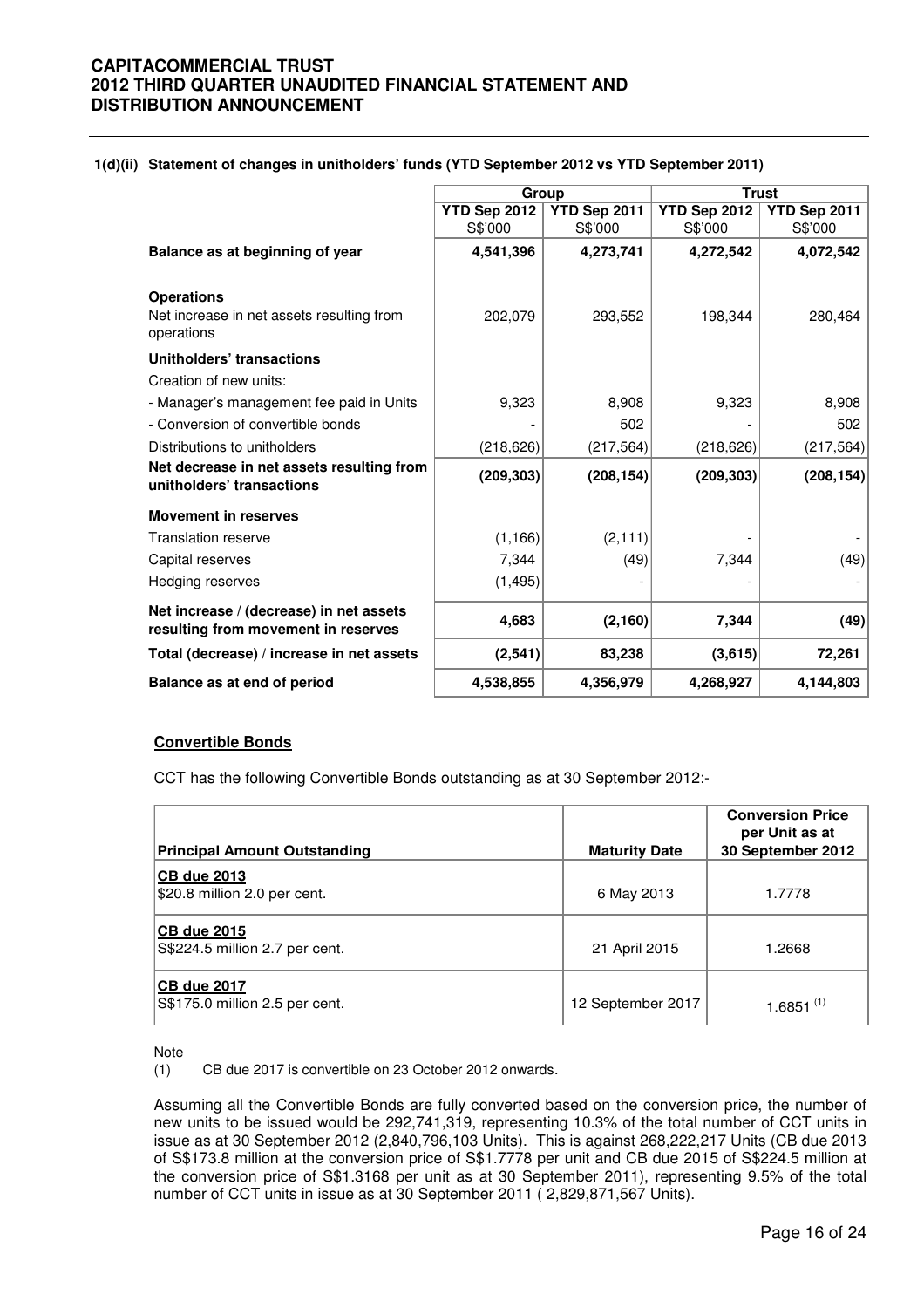**1(d)(ii) Statement of changes in unitholders' funds (YTD September 2012 vs YTD September 2011)**

| | Group | | Trust | |
|---|---|---|---|---|
| | YTD Sep 2012 S$'000 | YTD Sep 2011 S$'000 | YTD Sep 2012 S$'000 | YTD Sep 2011 S$'000 |
| **Balance as at beginning of year** | **4,541,396** | **4,273,741** | **4,272,542** | **4,072,542** |
| **Operations** | | | | |
| Net increase in net assets resulting from operations | 202,079 | 293,552 | 198,344 | 280,464 |
| **Unitholders' transactions** | | | | |
| Creation of new units: | | | | |
| - Manager's management fee paid in Units | 9,323 | 8,908 | 9,323 | 8,908 |
| - Conversion of convertible bonds | - | 502 | - | 502 |
| Distributions to unitholders | (218,626) | (217,564) | (218,626) | (217,564) |
| **Net decrease in net assets resulting from unitholders' transactions** | **(209,303)** | **(208,154)** | **(209,303)** | **(208,154)** |
| **Movement in reserves** | | | | |
| Translation reserve | (1,166) | (2,111) | - | - |
| Capital reserves | 7,344 | (49) | 7,344 | (49) |
| Hedging reserves | (1,495) | - | - | - |
| **Net increase / (decrease) in net assets resulting from movement in reserves** | **4,683** | **(2,160)** | **7,344** | **(49)** |
| **Total (decrease) / increase in net assets** | **(2,541)** | **83,238** | **(3,615)** | **72,261** |
| **Balance as at end of period** | **4,538,855** | **4,356,979** | **4,268,927** | **4,144,803** |

**Convertible Bonds**

CCT has the following Convertible Bonds outstanding as at 30 September 2012:-

| Principal Amount Outstanding | Maturity Date | Conversion Price per Unit as at 30 September 2012 |
|---|---|---|
| **CB due 2013** \$20.8 million 2.0 per cent. | 6 May 2013 | 1.7778 |
| **CB due 2015** S$224.5 million 2.7 per cent. | 21 April 2015 | 1.2668 |
| **CB due 2017** S$175.0 million 2.5 per cent. | 12 September 2017 | 1.6851 [1] |

Note
(1) CB due 2017 is convertible on 23 October 2012 onwards.

Assuming all the Convertible Bonds are fully converted based on the conversion price, the number of new units to be issued would be 292,741,319, representing 10.3% of the total number of CCT units in issue as at 30 September 2012 (2,840,796,103 Units). This is against 268,222,217 Units (CB due 2013 of S$173.8 million at the conversion price of S$1.7778 per unit and CB due 2015 of S$224.5 million at the conversion price of S$1.3168 per unit as at 30 September 2011), representing 9.5% of the total number of CCT units in issue as at 30 September 2011 ( 2,829,871,567 Units).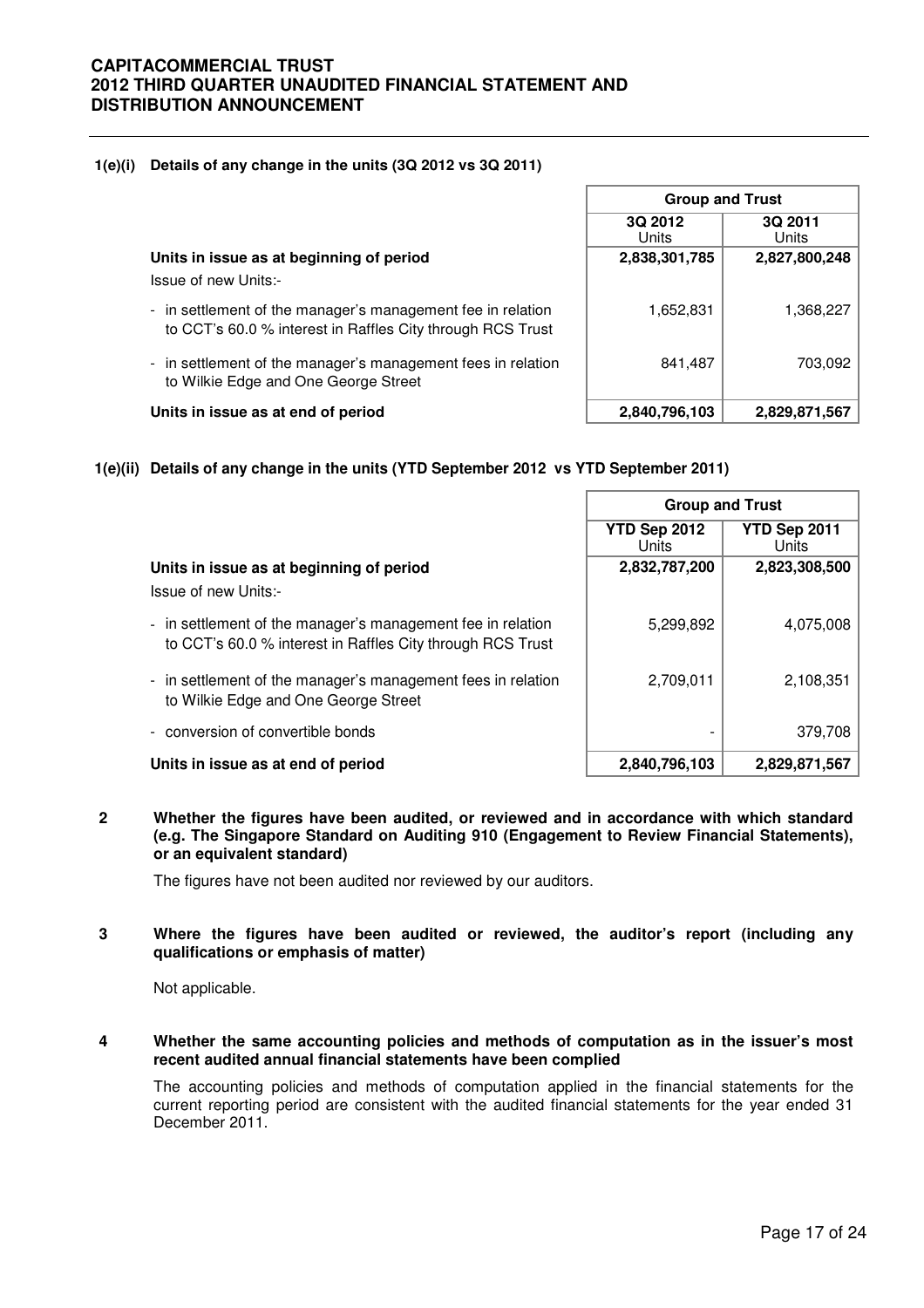**1(e)(i) Details of any change in the units (3Q 2012 vs 3Q 2011)**

| | Group and Trust | |
|---|---|---|
| | 3Q 2012<br>Units | 3Q 2011<br>Units |
| **Units in issue as at beginning of period** | **2,838,301,785** | **2,827,800,248** |
| Issue of new Units:- | | |
| - in settlement of the manager's management fee in relation to CCT's 60.0 % interest in Raffles City through RCS Trust | 1,652,831 | 1,368,227 |
| - in settlement of the manager's management fees in relation to Wilkie Edge and One George Street | 841,487 | 703,092 |
| **Units in issue as at end of period** | **2,840,796,103** | **2,829,871,567** |

**1(e)(ii) Details of any change in the units (YTD September 2012 vs YTD September 2011)**

| | Group and Trust | |
|---|---|---|
| | YTD Sep 2012<br>Units | YTD Sep 2011<br>Units |
| **Units in issue as at beginning of period** | **2,832,787,200** | **2,823,308,500** |
| Issue of new Units:- | | |
| - in settlement of the manager's management fee in relation to CCT's 60.0 % interest in Raffles City through RCS Trust | 5,299,892 | 4,075,008 |
| - in settlement of the manager's management fees in relation to Wilkie Edge and One George Street | 2,709,011 | 2,108,351 |
| - conversion of convertible bonds | - | 379,708 |
| **Units in issue as at end of period** | **2,840,796,103** | **2,829,871,567** |

**2 Whether the figures have been audited, or reviewed and in accordance with which standard (e.g. The Singapore Standard on Auditing 910 (Engagement to Review Financial Statements), or an equivalent standard)**

The figures have not been audited nor reviewed by our auditors.

**3 Where the figures have been audited or reviewed, the auditor's report (including any qualifications or emphasis of matter)**

Not applicable.

**4 Whether the same accounting policies and methods of computation as in the issuer's most recent audited annual financial statements have been complied**

The accounting policies and methods of computation applied in the financial statements for the current reporting period are consistent with the audited financial statements for the year ended 31 December 2011.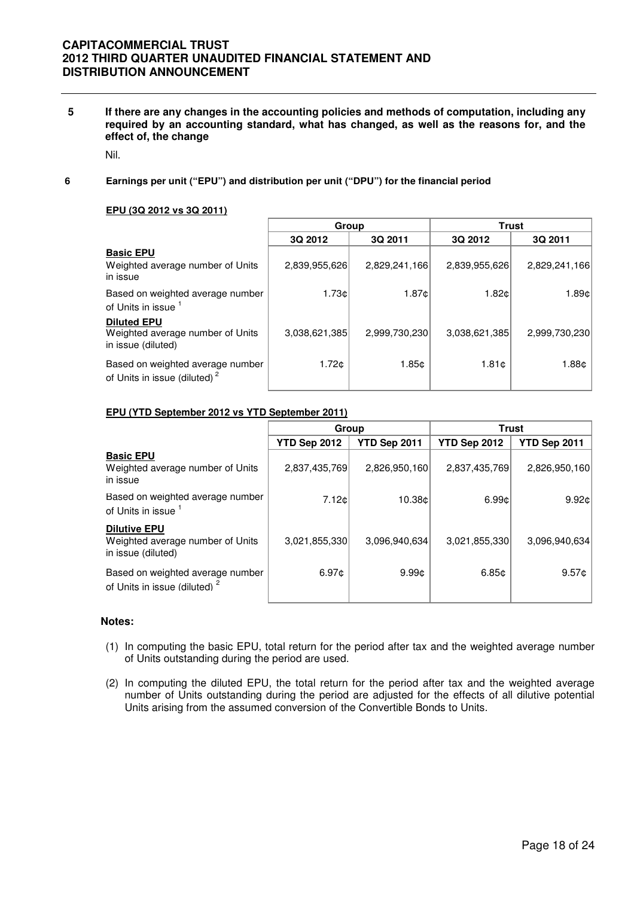**5 If there are any changes in the accounting policies and methods of computation, including any required by an accounting standard, what has changed, as well as the reasons for, and the effect of, the change**

Nil.

**6 Earnings per unit ("EPU") and distribution per unit ("DPU") for the financial period**

**EPU (3Q 2012 vs 3Q 2011)**

| | Group | | Trust | |
|---|---|---|---|---|
| | 3Q 2012 | 3Q 2011 | 3Q 2012 | 3Q 2011 |
| **Basic EPU**<br>Weighted average number of Units in issue | 2,839,955,626 | 2,829,241,166 | 2,839,955,626 | 2,829,241,166 |
| Based on weighted average number of Units in issue [1] | 1.73¢ | 1.87¢ | 1.82¢ | 1.89¢ |
| **Diluted EPU**<br>Weighted average number of Units in issue (diluted) | 3,038,621,385 | 2,999,730,230 | 3,038,621,385 | 2,999,730,230 |
| Based on weighted average number of Units in issue (diluted) [2] | 1.72¢ | 1.85¢ | 1.81¢ | 1.88¢ |

**EPU (YTD September 2012 vs YTD September 2011)**

| | Group | | Trust | |
|---|---|---|---|---|
| | YTD Sep 2012 | YTD Sep 2011 | YTD Sep 2012 | YTD Sep 2011 |
| **Basic EPU**<br>Weighted average number of Units in issue | 2,837,435,769 | 2,826,950,160 | 2,837,435,769 | 2,826,950,160 |
| Based on weighted average number of Units in issue [1] | 7.12¢ | 10.38¢ | 6.99¢ | 9.92¢ |
| **Dilutive EPU**<br>Weighted average number of Units in issue (diluted) | 3,021,855,330 | 3,096,940,634 | 3,021,855,330 | 3,096,940,634 |
| Based on weighted average number of Units in issue (diluted) [2] | 6.97¢ | 9.99¢ | 6.85¢ | 9.57¢ |

**Notes:**

(1) In computing the basic EPU, total return for the period after tax and the weighted average number of Units outstanding during the period are used.

(2) In computing the diluted EPU, the total return for the period after tax and the weighted average number of Units outstanding during the period are adjusted for the effects of all dilutive potential Units arising from the assumed conversion of the Convertible Bonds to Units.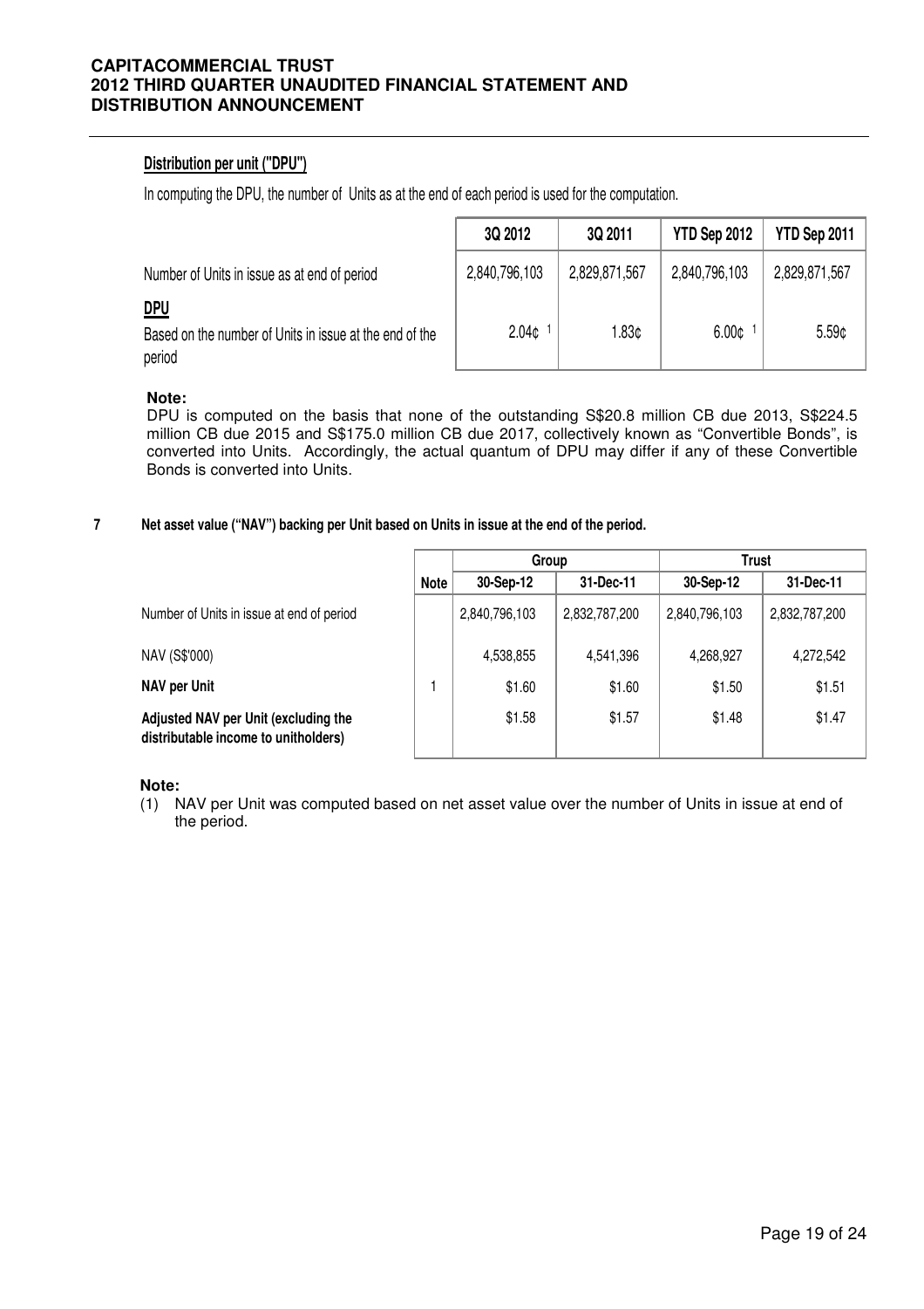**Distribution per unit ("DPU")**

In computing the DPU, the number of Units as at the end of each period is used for the computation.

| | 3Q 2012 | 3Q 2011 | YTD Sep 2012 | YTD Sep 2011 |
|---|---|---|---|---|
| Number of Units in issue as at end of period | 2,840,796,103 | 2,829,871,567 | 2,840,796,103 | 2,829,871,567 |
| **DPU** | | | | |
| Based on the number of Units in issue at the end of the period | 2.04¢ [1] | 1.83¢ | 6.00¢ [1] | 5.59¢ |

**Note:**

DPU is computed on the basis that none of the outstanding S$20.8 million CB due 2013, S$224.5 million CB due 2015 and S$175.0 million CB due 2017, collectively known as "Convertible Bonds", is converted into Units. Accordingly, the actual quantum of DPU may differ if any of these Convertible Bonds is converted into Units.

## 7 Net asset value ("NAV") backing per Unit based on Units in issue at the end of the period.

| | Note | Group | | Trust | |
|---|---|---|---|---|---|
| | | 30-Sep-12 | 31-Dec-11 | 30-Sep-12 | 31-Dec-11 |
| Number of Units in issue at end of period | | 2,840,796,103 | 2,832,787,200 | 2,840,796,103 | 2,832,787,200 |
| NAV (S$'000) | | 4,538,855 | 4,541,396 | 4,268,927 | 4,272,542 |
| **NAV per Unit** | 1 | $1.60 | $1.60 | $1.50 | $1.51 |
| **Adjusted NAV per Unit (excluding the distributable income to unitholders)** | | $1.58 | $1.57 | $1.48 | $1.47 |

**Note:**

(1) NAV per Unit was computed based on net asset value over the number of Units in issue at end of the period.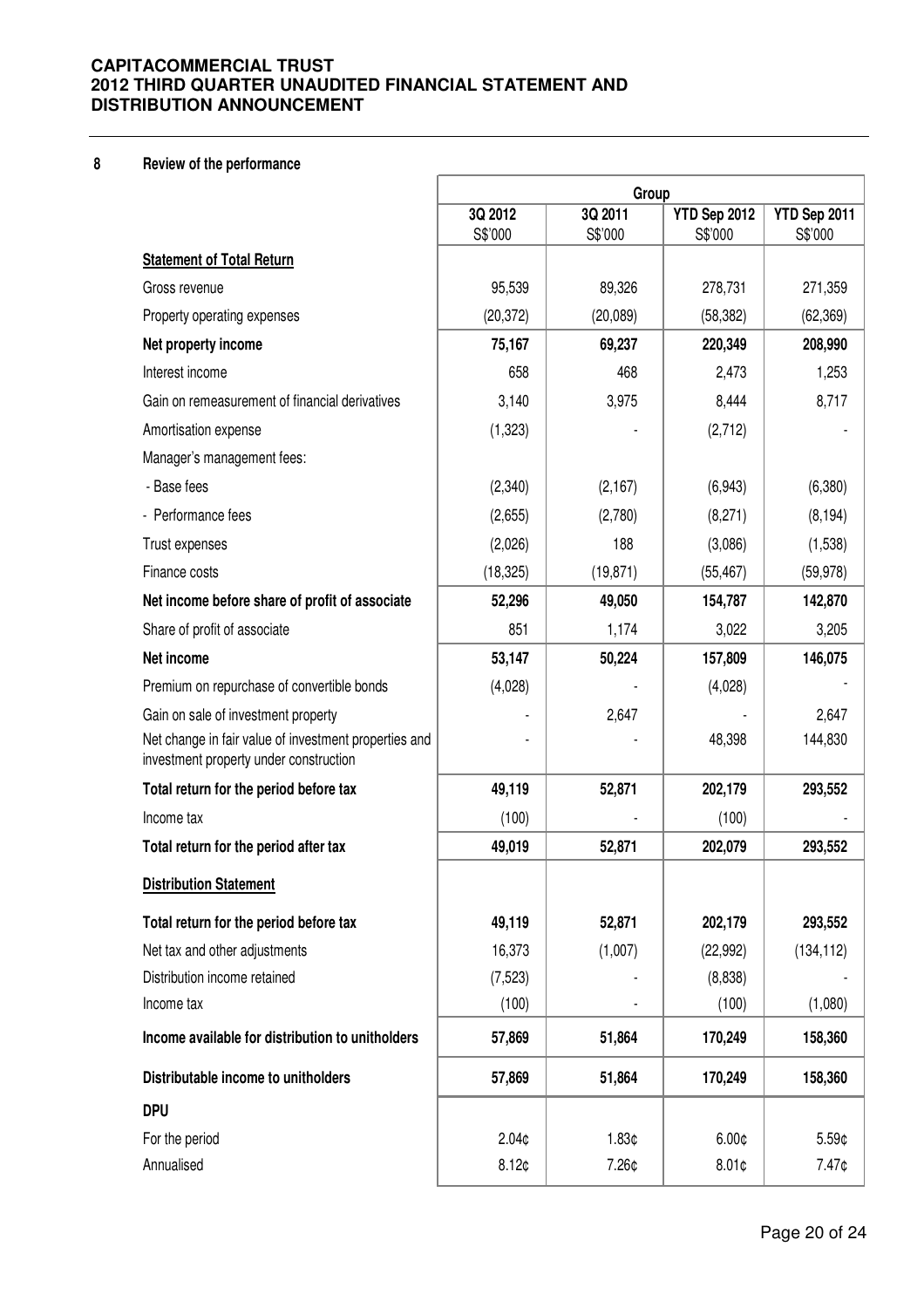## 8 Review of the performance

| | Group | | | |
|---|---|---|---|---|
| | 3Q 2012 S$'000 | 3Q 2011 S$'000 | YTD Sep 2012 S$'000 | YTD Sep 2011 S$'000 |
| **Statement of Total Return** | | | | |
| Gross revenue | 95,539 | 89,326 | 278,731 | 271,359 |
| Property operating expenses | (20,372) | (20,089) | (58,382) | (62,369) |
| **Net property income** | **75,167** | **69,237** | **220,349** | **208,990** |
| Interest income | 658 | 468 | 2,473 | 1,253 |
| Gain on remeasurement of financial derivatives | 3,140 | 3,975 | 8,444 | 8,717 |
| Amortisation expense | (1,323) | - | (2,712) | - |
| Manager's management fees: | | | | |
| - Base fees | (2,340) | (2,167) | (6,943) | (6,380) |
| - Performance fees | (2,655) | (2,780) | (8,271) | (8,194) |
| Trust expenses | (2,026) | 188 | (3,086) | (1,538) |
| Finance costs | (18,325) | (19,871) | (55,467) | (59,978) |
| **Net income before share of profit of associate** | **52,296** | **49,050** | **154,787** | **142,870** |
| Share of profit of associate | 851 | 1,174 | 3,022 | 3,205 |
| **Net income** | **53,147** | **50,224** | **157,809** | **146,075** |
| Premium on repurchase of convertible bonds | (4,028) | - | (4,028) | - |
| Gain on sale of investment property | - | 2,647 | - | 2,647 |
| Net change in fair value of investment properties and investment property under construction | - | - | 48,398 | 144,830 |
| **Total return for the period before tax** | **49,119** | **52,871** | **202,179** | **293,552** |
| Income tax | (100) | - | (100) | - |
| **Total return for the period after tax** | **49,019** | **52,871** | **202,079** | **293,552** |
| **Distribution Statement** | | | | |
| **Total return for the period before tax** | **49,119** | **52,871** | **202,179** | **293,552** |
| Net tax and other adjustments | 16,373 | (1,007) | (22,992) | (134,112) |
| Distribution income retained | (7,523) | - | (8,838) | - |
| Income tax | (100) | - | (100) | (1,080) |
| **Income available for distribution to unitholders** | **57,869** | **51,864** | **170,249** | **158,360** |
| **Distributable income to unitholders** | **57,869** | **51,864** | **170,249** | **158,360** |
| **DPU** | | | | |
| For the period | 2.04¢ | 1.83¢ | 6.00¢ | 5.59¢ |
| Annualised | 8.12¢ | 7.26¢ | 8.01¢ | 7.47¢ |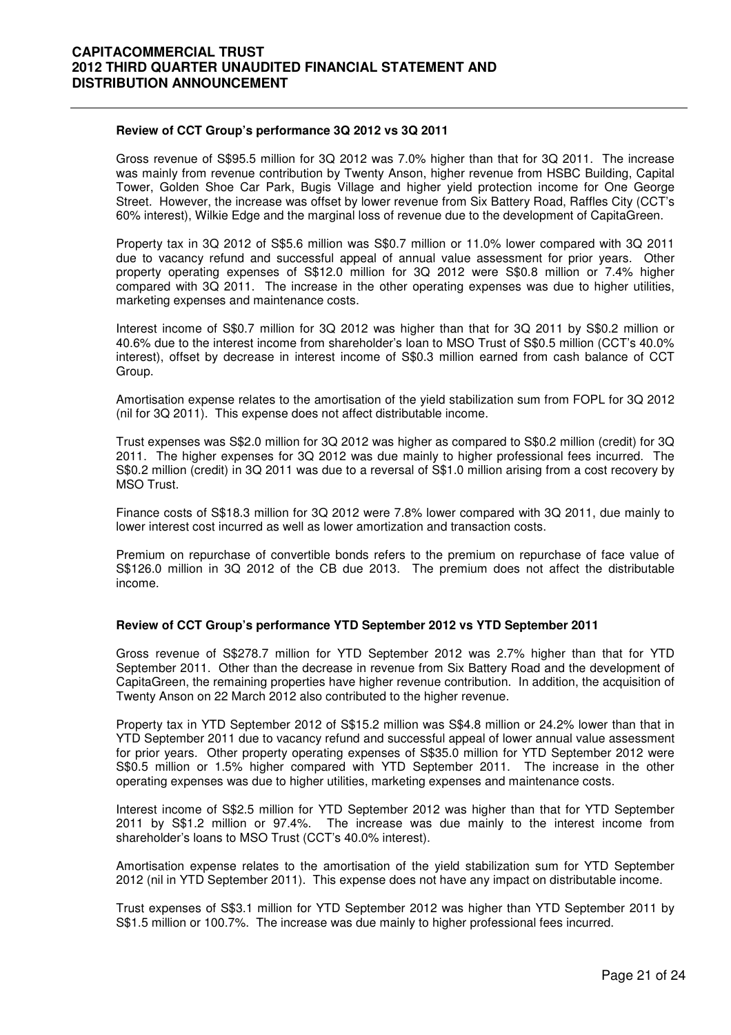**Review of CCT Group's performance 3Q 2012 vs 3Q 2011**

Gross revenue of S$95.5 million for 3Q 2012 was 7.0% higher than that for 3Q 2011. The increase was mainly from revenue contribution by Twenty Anson, higher revenue from HSBC Building, Capital Tower, Golden Shoe Car Park, Bugis Village and higher yield protection income for One George Street. However, the increase was offset by lower revenue from Six Battery Road, Raffles City (CCT's 60% interest), Wilkie Edge and the marginal loss of revenue due to the development of CapitaGreen.

Property tax in 3Q 2012 of S$5.6 million was S$0.7 million or 11.0% lower compared with 3Q 2011 due to vacancy refund and successful appeal of annual value assessment for prior years. Other property operating expenses of S$12.0 million for 3Q 2012 were S$0.8 million or 7.4% higher compared with 3Q 2011. The increase in the other operating expenses was due to higher utilities, marketing expenses and maintenance costs.

Interest income of S$0.7 million for 3Q 2012 was higher than that for 3Q 2011 by S$0.2 million or 40.6% due to the interest income from shareholder's loan to MSO Trust of S$0.5 million (CCT's 40.0% interest), offset by decrease in interest income of S$0.3 million earned from cash balance of CCT Group.

Amortisation expense relates to the amortisation of the yield stabilization sum from FOPL for 3Q 2012 (nil for 3Q 2011). This expense does not affect distributable income.

Trust expenses was S$2.0 million for 3Q 2012 was higher as compared to S$0.2 million (credit) for 3Q 2011. The higher expenses for 3Q 2012 was due mainly to higher professional fees incurred. The S$0.2 million (credit) in 3Q 2011 was due to a reversal of S$1.0 million arising from a cost recovery by MSO Trust.

Finance costs of S$18.3 million for 3Q 2012 were 7.8% lower compared with 3Q 2011, due mainly to lower interest cost incurred as well as lower amortization and transaction costs.

Premium on repurchase of convertible bonds refers to the premium on repurchase of face value of S$126.0 million in 3Q 2012 of the CB due 2013. The premium does not affect the distributable income.

**Review of CCT Group's performance YTD September 2012 vs YTD September 2011**

Gross revenue of S$278.7 million for YTD September 2012 was 2.7% higher than that for YTD September 2011. Other than the decrease in revenue from Six Battery Road and the development of CapitaGreen, the remaining properties have higher revenue contribution. In addition, the acquisition of Twenty Anson on 22 March 2012 also contributed to the higher revenue.

Property tax in YTD September 2012 of S$15.2 million was S$4.8 million or 24.2% lower than that in YTD September 2011 due to vacancy refund and successful appeal of lower annual value assessment for prior years. Other property operating expenses of S$35.0 million for YTD September 2012 were S$0.5 million or 1.5% higher compared with YTD September 2011. The increase in the other operating expenses was due to higher utilities, marketing expenses and maintenance costs.

Interest income of S$2.5 million for YTD September 2012 was higher than that for YTD September 2011 by S$1.2 million or 97.4%. The increase was due mainly to the interest income from shareholder's loans to MSO Trust (CCT's 40.0% interest).

Amortisation expense relates to the amortisation of the yield stabilization sum for YTD September 2012 (nil in YTD September 2011). This expense does not have any impact on distributable income.

Trust expenses of S$3.1 million for YTD September 2012 was higher than YTD September 2011 by S$1.5 million or 100.7%. The increase was due mainly to higher professional fees incurred.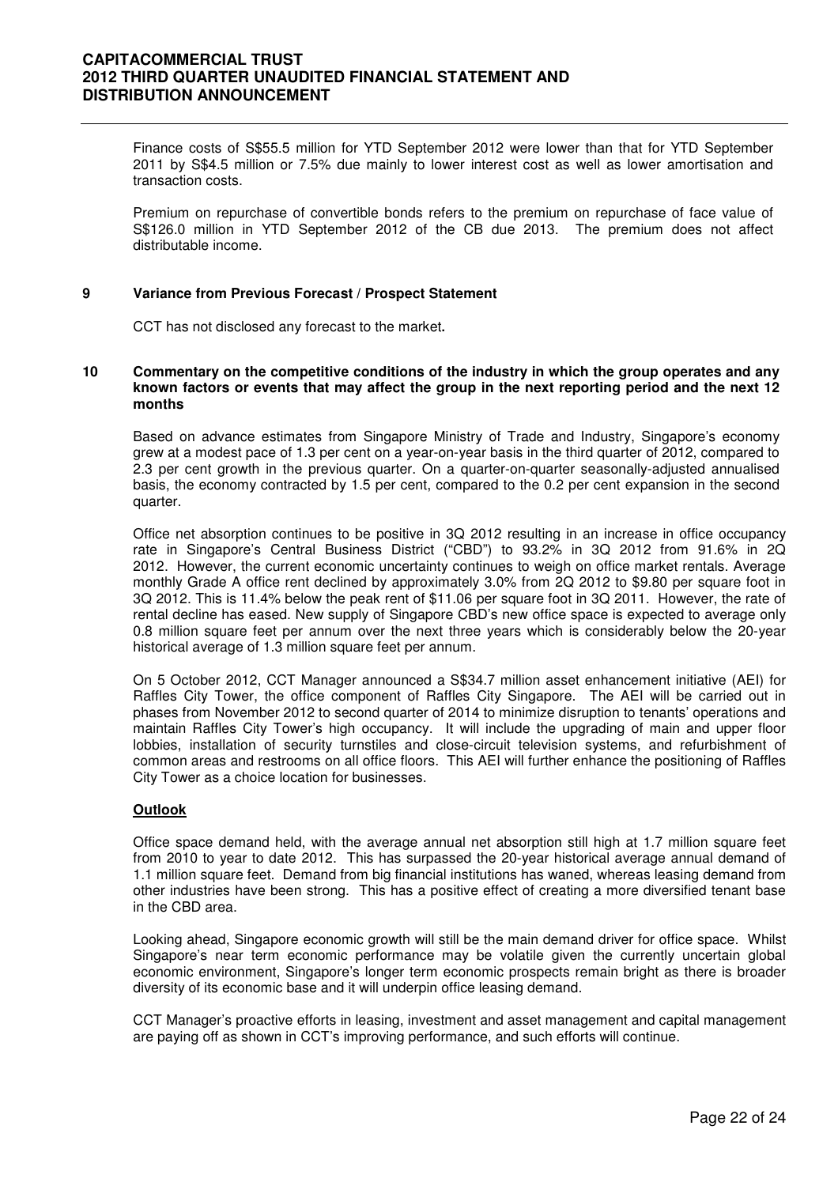Finance costs of S$55.5 million for YTD September 2012 were lower than that for YTD September 2011 by S$4.5 million or 7.5% due mainly to lower interest cost as well as lower amortisation and transaction costs.

Premium on repurchase of convertible bonds refers to the premium on repurchase of face value of S$126.0 million in YTD September 2012 of the CB due 2013. The premium does not affect distributable income.

## 9 Variance from Previous Forecast / Prospect Statement

CCT has not disclosed any forecast to the market**.**

## 10 Commentary on the competitive conditions of the industry in which the group operates and any known factors or events that may affect the group in the next reporting period and the next 12 months

Based on advance estimates from Singapore Ministry of Trade and Industry, Singapore's economy grew at a modest pace of 1.3 per cent on a year-on-year basis in the third quarter of 2012, compared to 2.3 per cent growth in the previous quarter. On a quarter-on-quarter seasonally-adjusted annualised basis, the economy contracted by 1.5 per cent, compared to the 0.2 per cent expansion in the second quarter.

Office net absorption continues to be positive in 3Q 2012 resulting in an increase in office occupancy rate in Singapore's Central Business District ("CBD") to 93.2% in 3Q 2012 from 91.6% in 2Q 2012. However, the current economic uncertainty continues to weigh on office market rentals. Average monthly Grade A office rent declined by approximately 3.0% from 2Q 2012 to $9.80 per square foot in 3Q 2012. This is 11.4% below the peak rent of $11.06 per square foot in 3Q 2011. However, the rate of rental decline has eased. New supply of Singapore CBD's new office space is expected to average only 0.8 million square feet per annum over the next three years which is considerably below the 20-year historical average of 1.3 million square feet per annum.

On 5 October 2012, CCT Manager announced a S$34.7 million asset enhancement initiative (AEI) for Raffles City Tower, the office component of Raffles City Singapore. The AEI will be carried out in phases from November 2012 to second quarter of 2014 to minimize disruption to tenants' operations and maintain Raffles City Tower's high occupancy. It will include the upgrading of main and upper floor lobbies, installation of security turnstiles and close-circuit television systems, and refurbishment of common areas and restrooms on all office floors. This AEI will further enhance the positioning of Raffles City Tower as a choice location for businesses.

**Outlook**

Office space demand held, with the average annual net absorption still high at 1.7 million square feet from 2010 to year to date 2012. This has surpassed the 20-year historical average annual demand of 1.1 million square feet. Demand from big financial institutions has waned, whereas leasing demand from other industries have been strong. This has a positive effect of creating a more diversified tenant base in the CBD area.

Looking ahead, Singapore economic growth will still be the main demand driver for office space. Whilst Singapore's near term economic performance may be volatile given the currently uncertain global economic environment, Singapore's longer term economic prospects remain bright as there is broader diversity of its economic base and it will underpin office leasing demand.

CCT Manager's proactive efforts in leasing, investment and asset management and capital management are paying off as shown in CCT's improving performance, and such efforts will continue.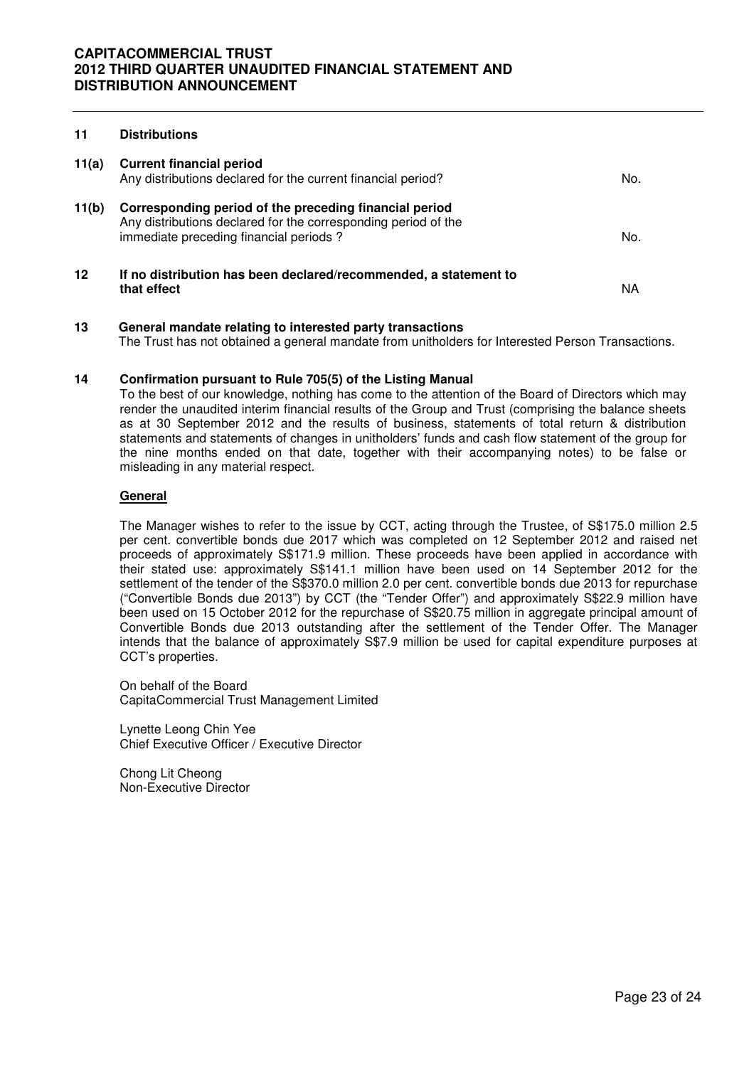## 11 Distributions

**11(a) Current financial period**

Any distributions declared for the current financial period? No.

**11(b) Corresponding period of the preceding financial period**

Any distributions declared for the corresponding period of the immediate preceding financial periods ? No.

## 12 If no distribution has been declared/recommended, a statement to that effect

NA

## 13 General mandate relating to interested party transactions

The Trust has not obtained a general mandate from unitholders for Interested Person Transactions.

## 14 Confirmation pursuant to Rule 705(5) of the Listing Manual

To the best of our knowledge, nothing has come to the attention of the Board of Directors which may render the unaudited interim financial results of the Group and Trust (comprising the balance sheets as at 30 September 2012 and the results of business, statements of total return & distribution statements and statements of changes in unitholders' funds and cash flow statement of the group for the nine months ended on that date, together with their accompanying notes) to be false or misleading in any material respect.

**General**

The Manager wishes to refer to the issue by CCT, acting through the Trustee, of S$175.0 million 2.5 per cent. convertible bonds due 2017 which was completed on 12 September 2012 and raised net proceeds of approximately S$171.9 million. These proceeds have been applied in accordance with their stated use: approximately S$141.1 million have been used on 14 September 2012 for the settlement of the tender of the S$370.0 million 2.0 per cent. convertible bonds due 2013 for repurchase ("Convertible Bonds due 2013") by CCT (the "Tender Offer") and approximately S$22.9 million have been used on 15 October 2012 for the repurchase of S$20.75 million in aggregate principal amount of Convertible Bonds due 2013 outstanding after the settlement of the Tender Offer. The Manager intends that the balance of approximately S$7.9 million be used for capital expenditure purposes at CCT's properties.

On behalf of the Board
CapitaCommercial Trust Management Limited

Lynette Leong Chin Yee
Chief Executive Officer / Executive Director

Chong Lit Cheong
Non-Executive Director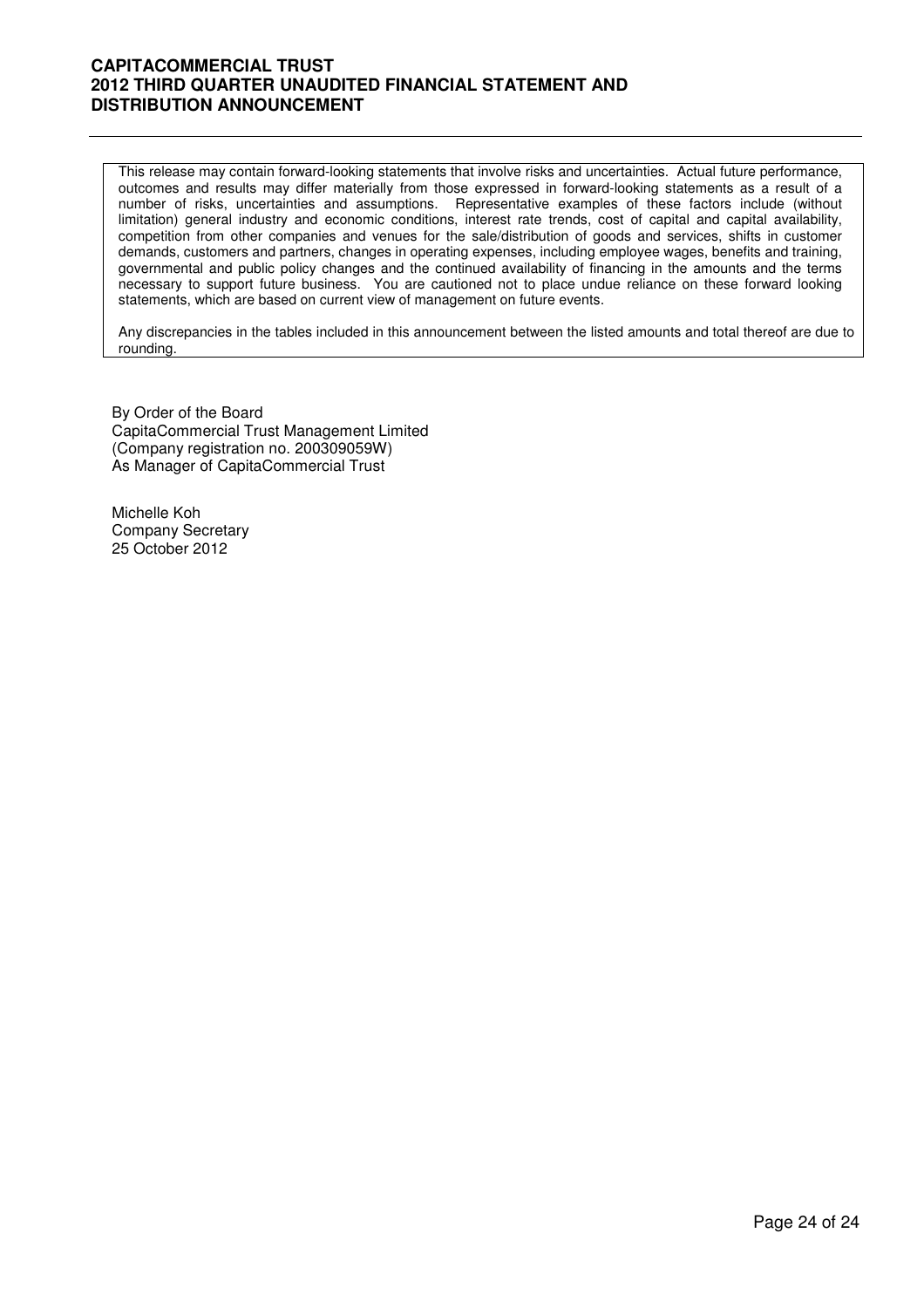This release may contain forward-looking statements that involve risks and uncertainties. Actual future performance, outcomes and results may differ materially from those expressed in forward-looking statements as a result of a number of risks, uncertainties and assumptions. Representative examples of these factors include (without limitation) general industry and economic conditions, interest rate trends, cost of capital and capital availability, competition from other companies and venues for the sale/distribution of goods and services, shifts in customer demands, customers and partners, changes in operating expenses, including employee wages, benefits and training, governmental and public policy changes and the continued availability of financing in the amounts and the terms necessary to support future business. You are cautioned not to place undue reliance on these forward looking statements, which are based on current view of management on future events.

Any discrepancies in the tables included in this announcement between the listed amounts and total thereof are due to rounding.

By Order of the Board
CapitaCommercial Trust Management Limited
(Company registration no. 200309059W)
As Manager of CapitaCommercial Trust

Michelle Koh
Company Secretary
25 October 2012